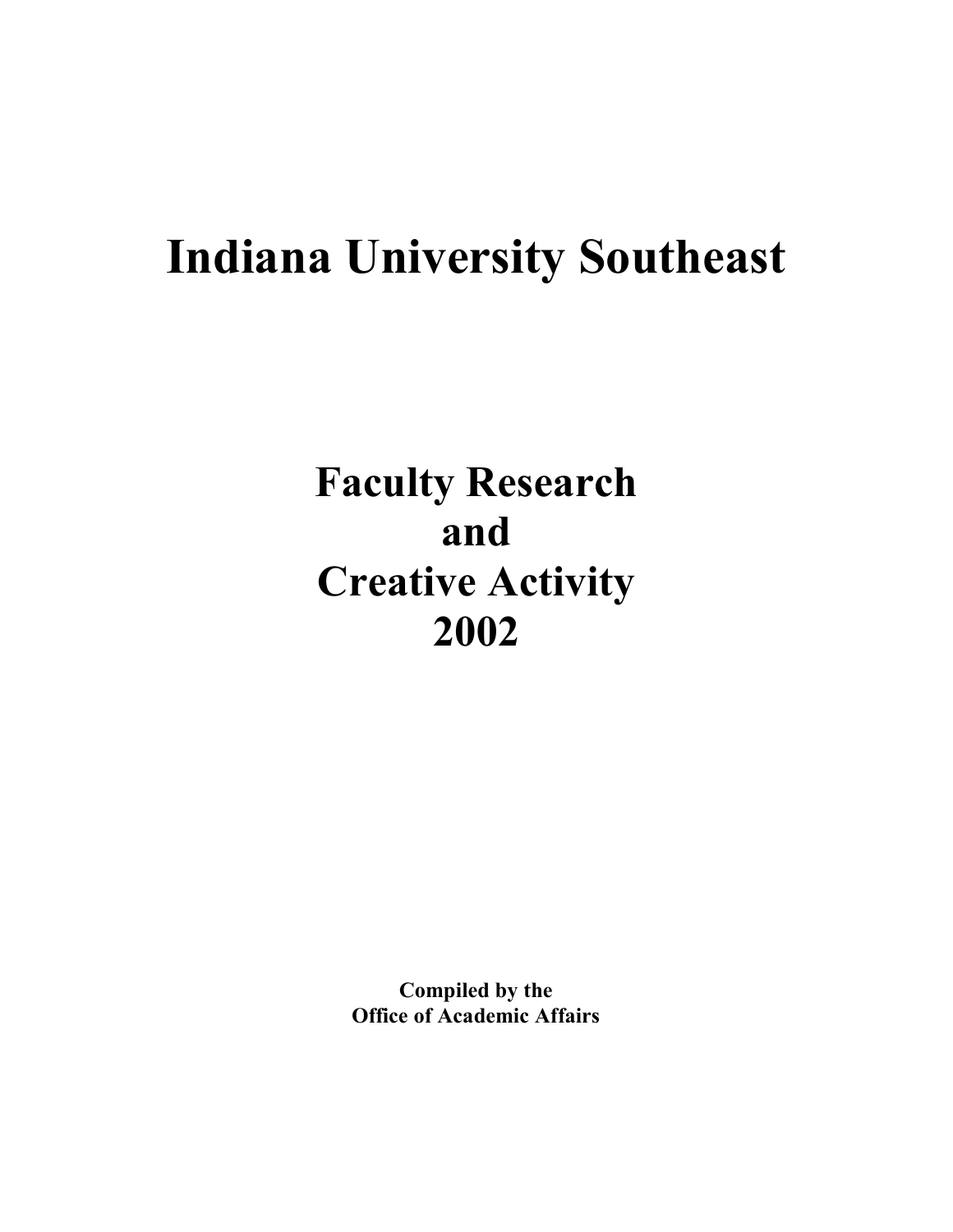# Indiana University Southeast

## Faculty Research and Creative Activity 2002

**Compiled by the Office of Academic Affairs**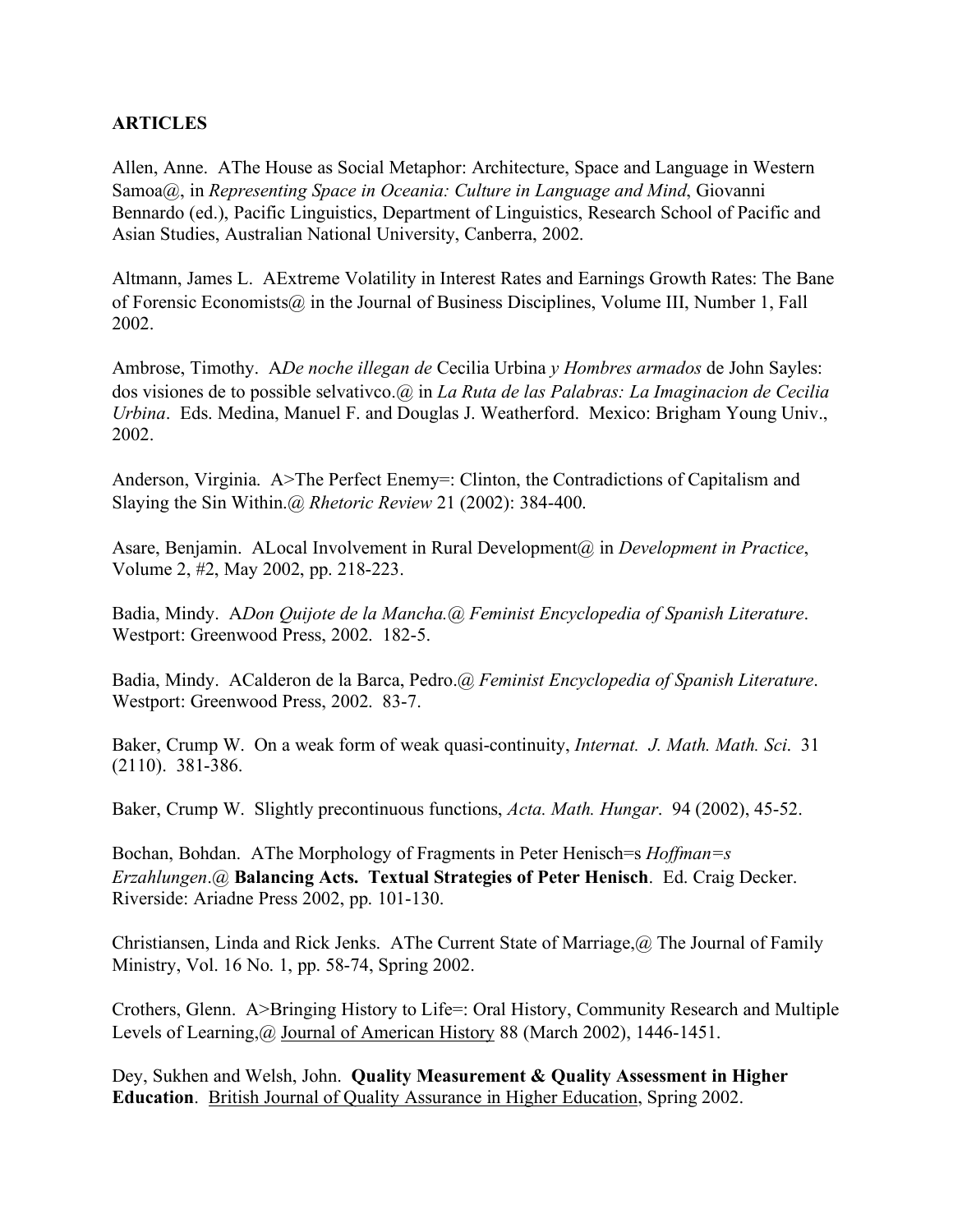**ARTICLES**

Allen, Anne. AThe House as Social Metaphor: Architecture, Space and Language in Western Samoa@, in *Representing Space in Oceania: Culture in Language and Mind*, Giovanni Bennardo (ed.), Pacific Linguistics, Department of Linguistics, Research School of Pacific and Asian Studies, Australian National University, Canberra, 2002.

Altmann, James L. AExtreme Volatility in Interest Rates and Earnings Growth Rates: The Bane of Forensic Economists@ in the Journal of Business Disciplines, Volume III, Number 1, Fall 2002.

Ambrose, Timothy. A*De noche illegan de* Cecilia Urbina *y Hombres armados* de John Sayles: dos visiones de to possible selvativco.@ in *La Ruta de las Palabras: La Imaginacion de Cecilia Urbina*. Eds. Medina, Manuel F. and Douglas J. Weatherford. Mexico: Brigham Young Univ., 2002.

Anderson, Virginia. A>The Perfect Enemy=: Clinton, the Contradictions of Capitalism and Slaying the Sin Within.@ *Rhetoric Review* 21 (2002): 384-400.

Asare, Benjamin. ALocal Involvement in Rural Development@ in *Development in Practice*, Volume 2, #2, May 2002, pp. 218-223.

Badia, Mindy. A*Don Quijote de la Mancha.*@ *Feminist Encyclopedia of Spanish Literature*. Westport: Greenwood Press, 2002. 182-5.

Badia, Mindy. ACalderon de la Barca, Pedro.@ *Feminist Encyclopedia of Spanish Literature*. Westport: Greenwood Press, 2002. 83-7.

Baker, Crump W. On a weak form of weak quasi-continuity, *Internat. J. Math. Math. Sci*. 31 (2110). 381-386.

Baker, Crump W. Slightly precontinuous functions, *Acta. Math. Hungar*. 94 (2002), 45-52.

Bochan, Bohdan. AThe Morphology of Fragments in Peter Henisch=s *Hoffman=s Erzahlungen*.@ **Balancing Acts. Textual Strategies of Peter Henisch**. Ed. Craig Decker. Riverside: Ariadne Press 2002, pp. 101-130.

Christiansen, Linda and Rick Jenks. AThe Current State of Marriage,@ The Journal of Family Ministry, Vol. 16 No. 1, pp. 58-74, Spring 2002.

Crothers, Glenn. A>Bringing History to Life=: Oral History, Community Research and Multiple Levels of Learning,@ Journal of American History 88 (March 2002), 1446-1451.

Dey, Sukhen and Welsh, John. **Quality Measurement & Quality Assessment in Higher Education**. British Journal of Quality Assurance in Higher Education, Spring 2002.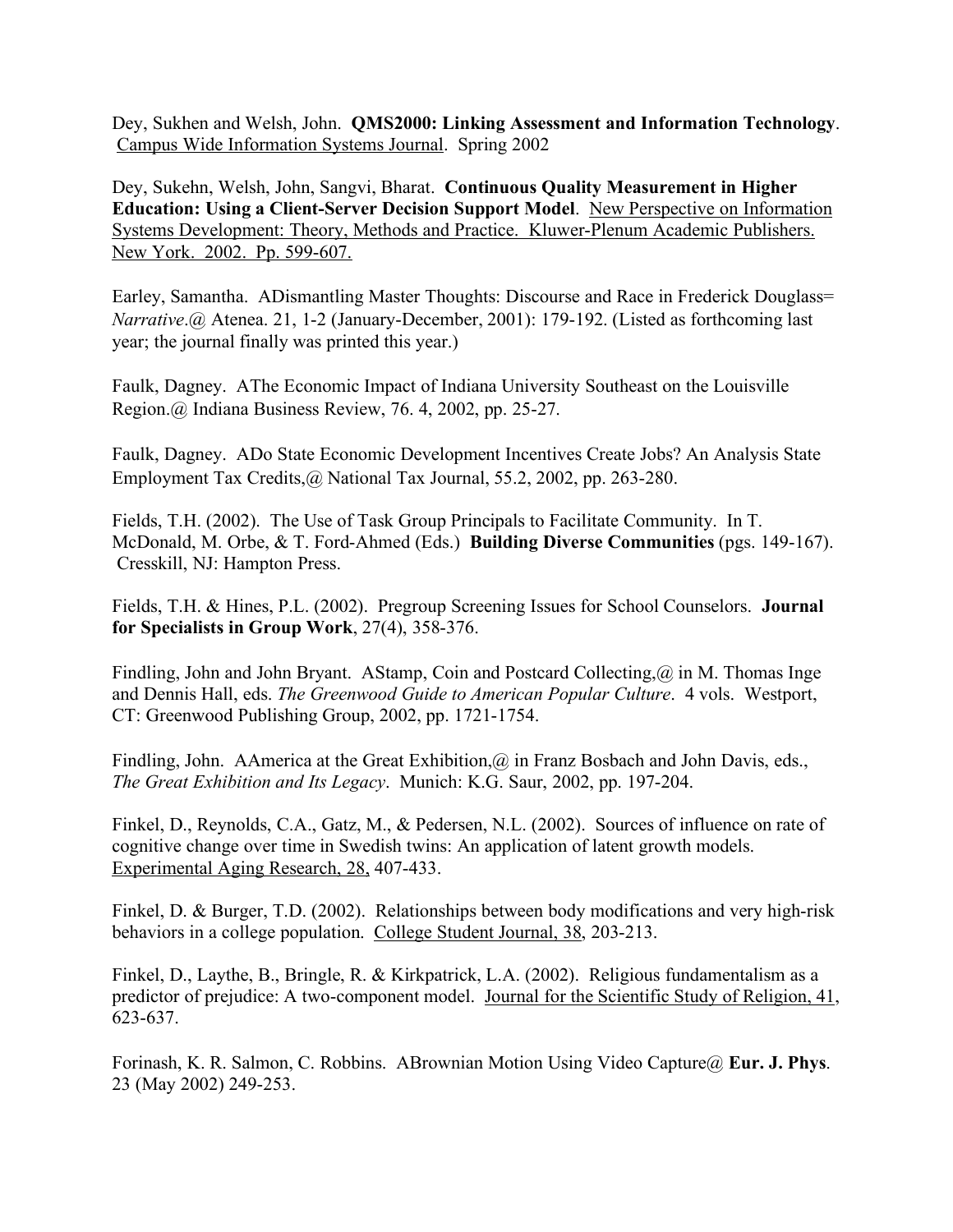Dey, Sukhen and Welsh, John. **QMS2000: Linking Assessment and Information Technology**. Campus Wide Information Systems Journal. Spring 2002

Dey, Sukehn, Welsh, John, Sangvi, Bharat. **Continuous Quality Measurement in Higher Education: Using a Client-Server Decision Support Model**. New Perspective on Information Systems Development: Theory, Methods and Practice. Kluwer-Plenum Academic Publishers. New York. 2002. Pp. 599-607.

Earley, Samantha. ADismantling Master Thoughts: Discourse and Race in Frederick Douglass= *Narrative*.@ Atenea. 21, 1-2 (January-December, 2001): 179-192. (Listed as forthcoming last year; the journal finally was printed this year.)

Faulk, Dagney. AThe Economic Impact of Indiana University Southeast on the Louisville Region.@ Indiana Business Review, 76. 4, 2002, pp. 25-27.

Faulk, Dagney. ADo State Economic Development Incentives Create Jobs? An Analysis State Employment Tax Credits,@ National Tax Journal, 55.2, 2002, pp. 263-280.

Fields, T.H. (2002). The Use of Task Group Principals to Facilitate Community. In T. McDonald, M. Orbe, & T. Ford-Ahmed (Eds.) **Building Diverse Communities** (pgs. 149-167). Cresskill, NJ: Hampton Press.

Fields, T.H. & Hines, P.L. (2002). Pregroup Screening Issues for School Counselors. **Journal for Specialists in Group Work**, 27(4), 358-376.

Findling, John and John Bryant. AStamp, Coin and Postcard Collecting,@ in M. Thomas Inge and Dennis Hall, eds. *The Greenwood Guide to American Popular Culture*. 4 vols. Westport, CT: Greenwood Publishing Group, 2002, pp. 1721-1754.

Findling, John. AAmerica at the Great Exhibition,@ in Franz Bosbach and John Davis, eds., *The Great Exhibition and Its Legacy*. Munich: K.G. Saur, 2002, pp. 197-204.

Finkel, D., Reynolds, C.A., Gatz, M., & Pedersen, N.L. (2002). Sources of influence on rate of cognitive change over time in Swedish twins: An application of latent growth models. Experimental Aging Research, 28, 407-433.

Finkel, D. & Burger, T.D. (2002). Relationships between body modifications and very high-risk behaviors in a college population. College Student Journal, 38, 203-213.

Finkel, D., Laythe, B., Bringle, R. & Kirkpatrick, L.A. (2002). Religious fundamentalism as a predictor of prejudice: A two-component model. Journal for the Scientific Study of Religion, 41, 623-637.

Forinash, K. R. Salmon, C. Robbins. ABrownian Motion Using Video Capture@ **Eur. J. Phys**. 23 (May 2002) 249-253.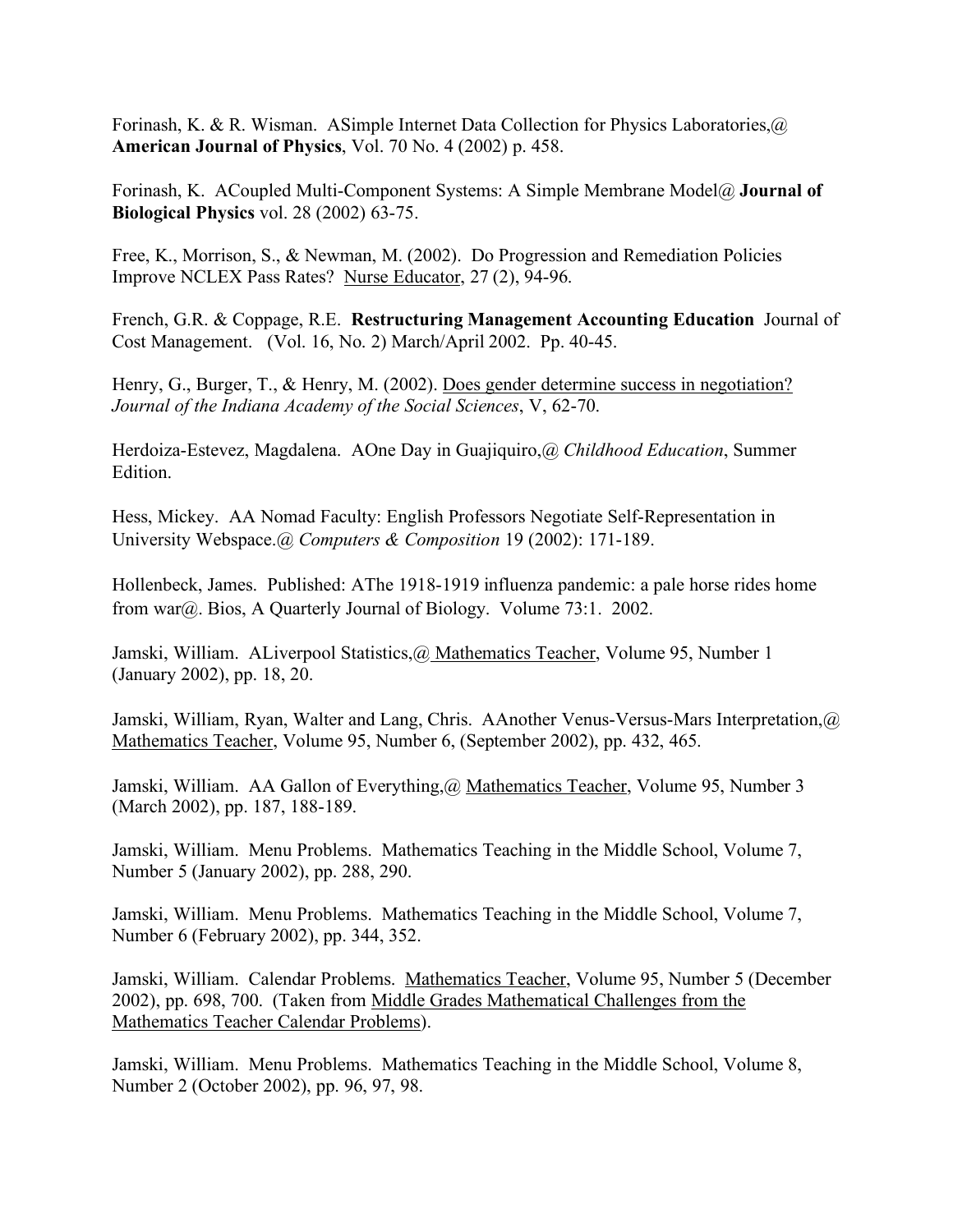Forinash, K. & R. Wisman. ASimple Internet Data Collection for Physics Laboratories,@ **American Journal of Physics**, Vol. 70 No. 4 (2002) p. 458.

Forinash, K. ACoupled Multi-Component Systems: A Simple Membrane Model@ **Journal of Biological Physics** vol. 28 (2002) 63-75.

Free, K., Morrison, S., & Newman, M. (2002). Do Progression and Remediation Policies Improve NCLEX Pass Rates? Nurse Educator, 27 (2), 94-96.

French, G.R. & Coppage, R.E. **Restructuring Management Accounting Education** Journal of Cost Management. (Vol. 16, No. 2) March/April 2002. Pp. 40-45.

Henry, G., Burger, T., & Henry, M. (2002). Does gender determine success in negotiation? *Journal of the Indiana Academy of the Social Sciences*, V, 62-70.

Herdoiza-Estevez, Magdalena. AOne Day in Guajiquiro,@ *Childhood Education*, Summer Edition.

Hess, Mickey. AA Nomad Faculty: English Professors Negotiate Self-Representation in University Webspace.@ *Computers & Composition* 19 (2002): 171-189.

Hollenbeck, James. Published: AThe 1918-1919 influenza pandemic: a pale horse rides home from war@. Bios, A Quarterly Journal of Biology. Volume 73:1. 2002.

Jamski, William. ALiverpool Statistics,@ Mathematics Teacher, Volume 95, Number 1 (January 2002), pp. 18, 20.

Jamski, William, Ryan, Walter and Lang, Chris. AAnother Venus-Versus-Mars Interpretation,@ Mathematics Teacher, Volume 95, Number 6, (September 2002), pp. 432, 465.

Jamski, William. AA Gallon of Everything,@ Mathematics Teacher, Volume 95, Number 3 (March 2002), pp. 187, 188-189.

Jamski, William. Menu Problems. Mathematics Teaching in the Middle School, Volume 7, Number 5 (January 2002), pp. 288, 290.

Jamski, William. Menu Problems. Mathematics Teaching in the Middle School, Volume 7, Number 6 (February 2002), pp. 344, 352.

Jamski, William. Calendar Problems. Mathematics Teacher, Volume 95, Number 5 (December 2002), pp. 698, 700. (Taken from Middle Grades Mathematical Challenges from the Mathematics Teacher Calendar Problems).

Jamski, William. Menu Problems. Mathematics Teaching in the Middle School, Volume 8, Number 2 (October 2002), pp. 96, 97, 98.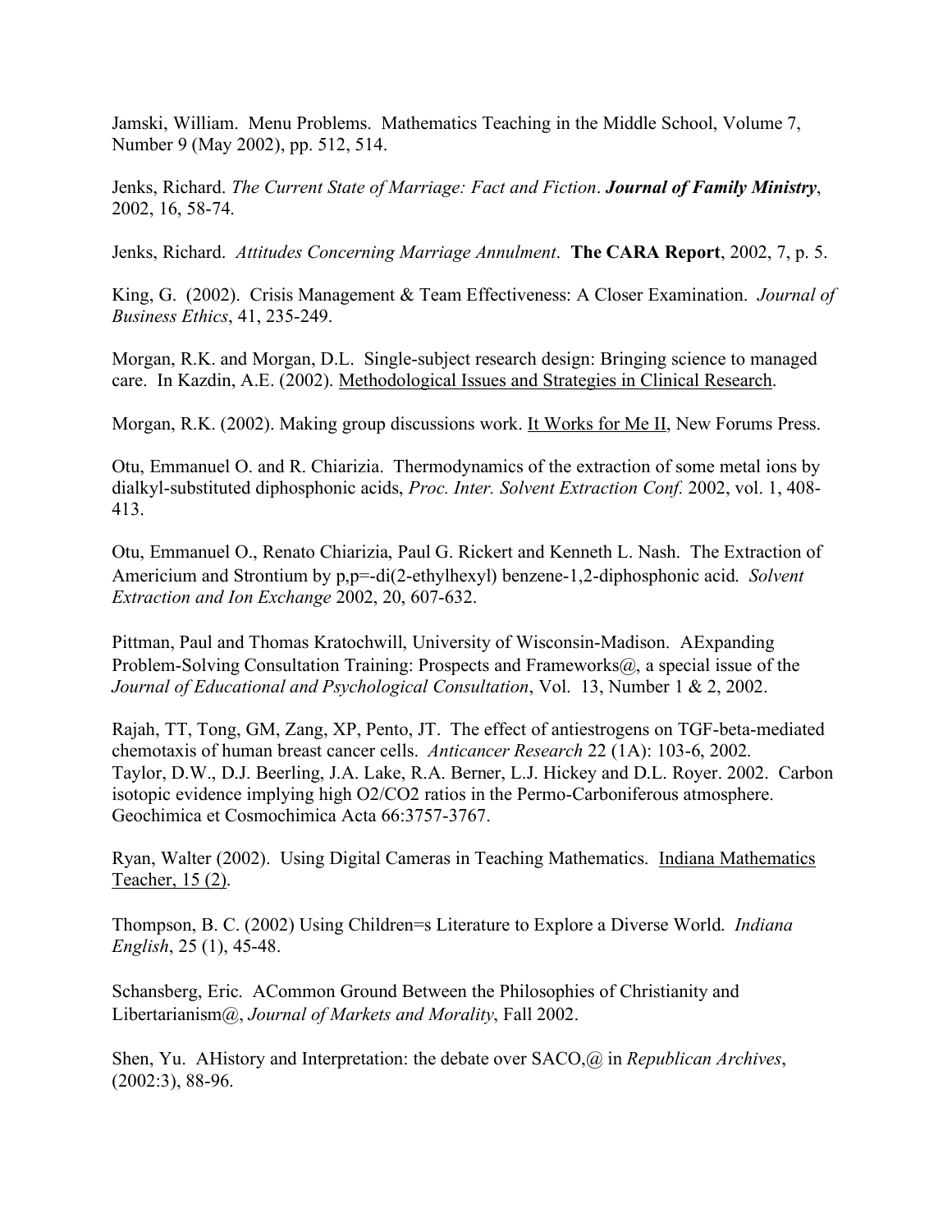Jamski, William. Menu Problems. Mathematics Teaching in the Middle School, Volume 7, Number 9 (May 2002), pp. 512, 514.

Jenks, Richard. *The Current State of Marriage: Fact and Fiction*. ***Journal of Family Ministry***, 2002, 16, 58-74.

Jenks, Richard. *Attitudes Concerning Marriage Annulment*. **The CARA Report**, 2002, 7, p. 5.

King, G. (2002). Crisis Management & Team Effectiveness: A Closer Examination. *Journal of Business Ethics*, 41, 235-249.

Morgan, R.K. and Morgan, D.L. Single-subject research design: Bringing science to managed care. In Kazdin, A.E. (2002). <u>Methodological Issues and Strategies in Clinical Research</u>.

Morgan, R.K. (2002). Making group discussions work. <u>It Works for Me II</u>, New Forums Press.

Otu, Emmanuel O. and R. Chiarizia. Thermodynamics of the extraction of some metal ions by dialkyl-substituted diphosphonic acids, *Proc. Inter. Solvent Extraction Conf.* 2002, vol. 1, 408-413.

Otu, Emmanuel O., Renato Chiarizia, Paul G. Rickert and Kenneth L. Nash. The Extraction of Americium and Strontium by p,p=-di(2-ethylhexyl) benzene-1,2-diphosphonic acid. *Solvent Extraction and Ion Exchange* 2002, 20, 607-632.

Pittman, Paul and Thomas Kratochwill, University of Wisconsin-Madison. AExpanding Problem-Solving Consultation Training: Prospects and Frameworks@, a special issue of the *Journal of Educational and Psychological Consultation*, Vol. 13, Number 1 & 2, 2002.

Rajah, TT, Tong, GM, Zang, XP, Pento, JT. The effect of antiestrogens on TGF-beta-mediated chemotaxis of human breast cancer cells. *Anticancer Research* 22 (1A): 103-6, 2002.
Taylor, D.W., D.J. Beerling, J.A. Lake, R.A. Berner, L.J. Hickey and D.L. Royer. 2002. Carbon isotopic evidence implying high $O_2/CO_2$ ratios in the Permo-Carboniferous atmosphere. Geochimica et Cosmochimica Acta 66:3757-3767.

Ryan, Walter (2002). Using Digital Cameras in Teaching Mathematics. <u>Indiana Mathematics Teacher, 15 (2)</u>.

Thompson, B. C. (2002) Using Children=s Literature to Explore a Diverse World. *Indiana English*, 25 (1), 45-48.

Schansberg, Eric. ACommon Ground Between the Philosophies of Christianity and Libertarianism@, *Journal of Markets and Morality*, Fall 2002.

Shen, Yu. AHistory and Interpretation: the debate over SACO,@ in *Republican Archives*, (2002:3), 88-96.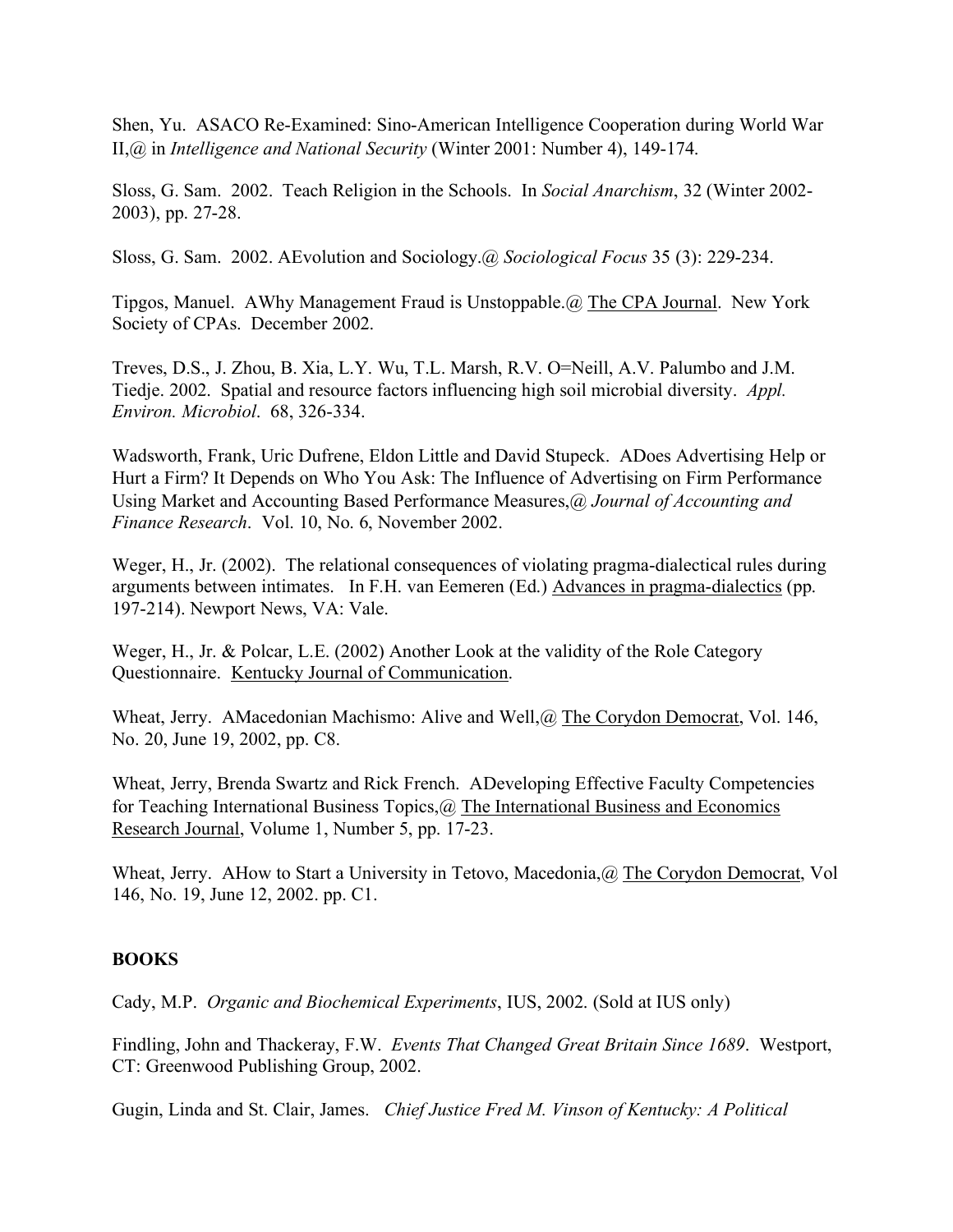Shen, Yu. ASACO Re-Examined: Sino-American Intelligence Cooperation during World War II,@ in *Intelligence and National Security* (Winter 2001: Number 4), 149-174.

Sloss, G. Sam. 2002. Teach Religion in the Schools. In *Social Anarchism*, 32 (Winter 2002-2003), pp. 27-28.

Sloss, G. Sam. 2002. AEvolution and Sociology.@ *Sociological Focus* 35 (3): 229-234.

Tipgos, Manuel. AWhy Management Fraud is Unstoppable.@ The CPA Journal. New York Society of CPAs. December 2002.

Treves, D.S., J. Zhou, B. Xia, L.Y. Wu, T.L. Marsh, R.V. O=Neill, A.V. Palumbo and J.M. Tiedje. 2002. Spatial and resource factors influencing high soil microbial diversity. *Appl. Environ. Microbiol*. 68, 326-334.

Wadsworth, Frank, Uric Dufrene, Eldon Little and David Stupeck. ADoes Advertising Help or Hurt a Firm? It Depends on Who You Ask: The Influence of Advertising on Firm Performance Using Market and Accounting Based Performance Measures,@ *Journal of Accounting and Finance Research*. Vol. 10, No. 6, November 2002.

Weger, H., Jr. (2002). The relational consequences of violating pragma-dialectical rules during arguments between intimates. In F.H. van Eemeren (Ed.) Advances in pragma-dialectics (pp. 197-214). Newport News, VA: Vale.

Weger, H., Jr. & Polcar, L.E. (2002) Another Look at the validity of the Role Category Questionnaire. Kentucky Journal of Communication.

Wheat, Jerry. AMacedonian Machismo: Alive and Well,@ The Corydon Democrat, Vol. 146, No. 20, June 19, 2002, pp. C8.

Wheat, Jerry, Brenda Swartz and Rick French. ADeveloping Effective Faculty Competencies for Teaching International Business Topics,@ The International Business and Economics Research Journal, Volume 1, Number 5, pp. 17-23.

Wheat, Jerry. AHow to Start a University in Tetovo, Macedonia,@ The Corydon Democrat, Vol 146, No. 19, June 12, 2002. pp. C1.

**BOOKS**

Cady, M.P. *Organic and Biochemical Experiments*, IUS, 2002. (Sold at IUS only)

Findling, John and Thackeray, F.W. *Events That Changed Great Britain Since 1689*. Westport, CT: Greenwood Publishing Group, 2002.

Gugin, Linda and St. Clair, James. *Chief Justice Fred M. Vinson of Kentucky: A Political*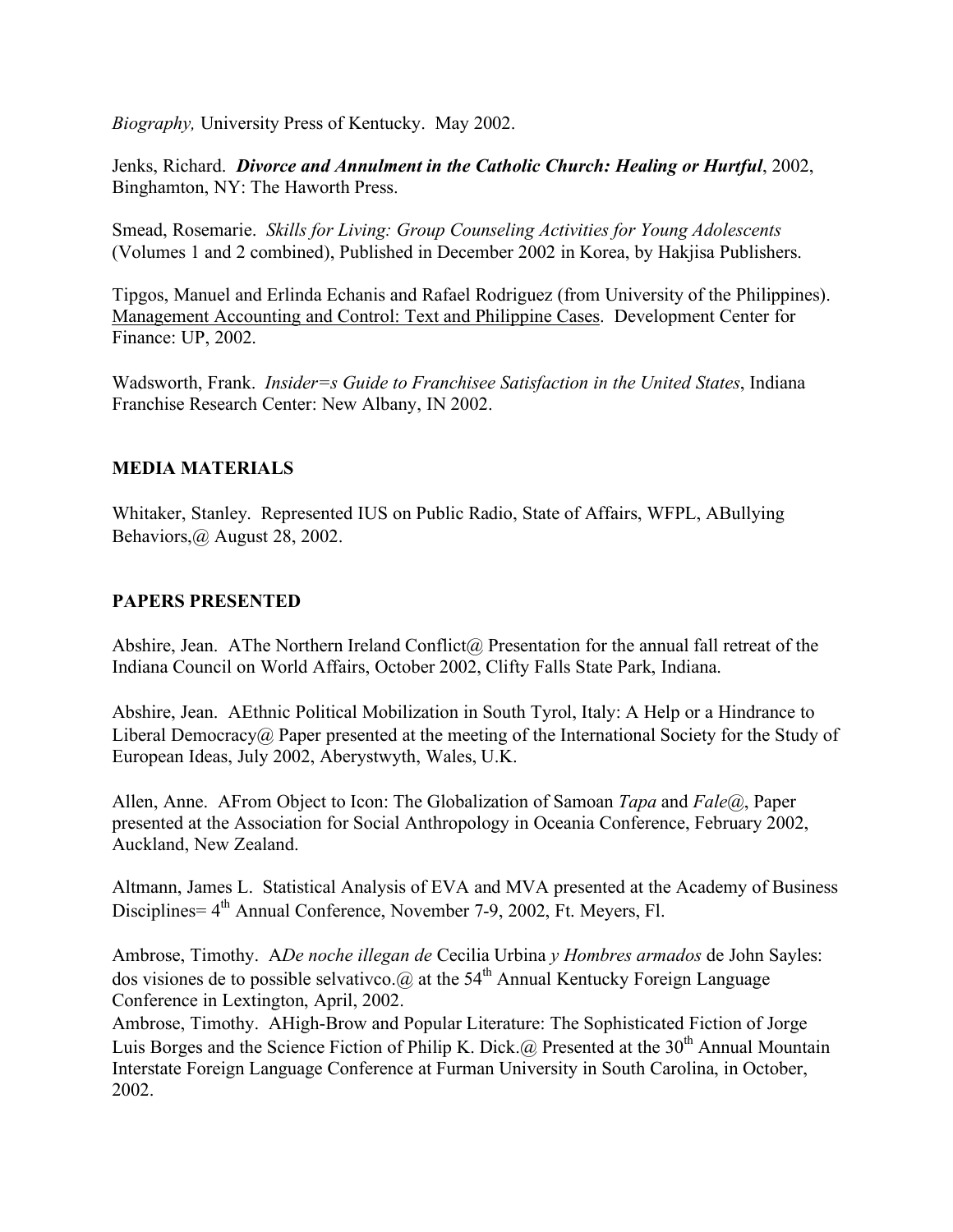*Biography,* University Press of Kentucky. May 2002.

Jenks, Richard. ***Divorce and Annulment in the Catholic Church: Healing or Hurtful***, 2002, Binghamton, NY: The Haworth Press.

Smead, Rosemarie. *Skills for Living: Group Counseling Activities for Young Adolescents* (Volumes 1 and 2 combined), Published in December 2002 in Korea, by Hakjisa Publishers.

Tipgos, Manuel and Erlinda Echanis and Rafael Rodriguez (from University of the Philippines). Management Accounting and Control: Text and Philippine Cases. Development Center for Finance: UP, 2002.

Wadsworth, Frank. *Insider=s Guide to Franchisee Satisfaction in the United States*, Indiana Franchise Research Center: New Albany, IN 2002.

## MEDIA MATERIALS

Whitaker, Stanley. Represented IUS on Public Radio, State of Affairs, WFPL, ABullying Behaviors,@ August 28, 2002.

## PAPERS PRESENTED

Abshire, Jean. AThe Northern Ireland Conflict@ Presentation for the annual fall retreat of the Indiana Council on World Affairs, October 2002, Clifty Falls State Park, Indiana.

Abshire, Jean. AEthnic Political Mobilization in South Tyrol, Italy: A Help or a Hindrance to Liberal Democracy@ Paper presented at the meeting of the International Society for the Study of European Ideas, July 2002, Aberystwyth, Wales, U.K.

Allen, Anne. AFrom Object to Icon: The Globalization of Samoan *Tapa* and *Fale*@, Paper presented at the Association for Social Anthropology in Oceania Conference, February 2002, Auckland, New Zealand.

Altmann, James L. Statistical Analysis of EVA and MVA presented at the Academy of Business Disciplines= 4th Annual Conference, November 7-9, 2002, Ft. Meyers, Fl.

Ambrose, Timothy. A*De noche illegan de* Cecilia Urbina *y Hombres armados* de John Sayles: dos visiones de to possible selvativco.@ at the 54th Annual Kentucky Foreign Language Conference in Lextington, April, 2002.

Ambrose, Timothy. AHigh-Brow and Popular Literature: The Sophisticated Fiction of Jorge Luis Borges and the Science Fiction of Philip K. Dick.@ Presented at the 30th Annual Mountain Interstate Foreign Language Conference at Furman University in South Carolina, in October, 2002.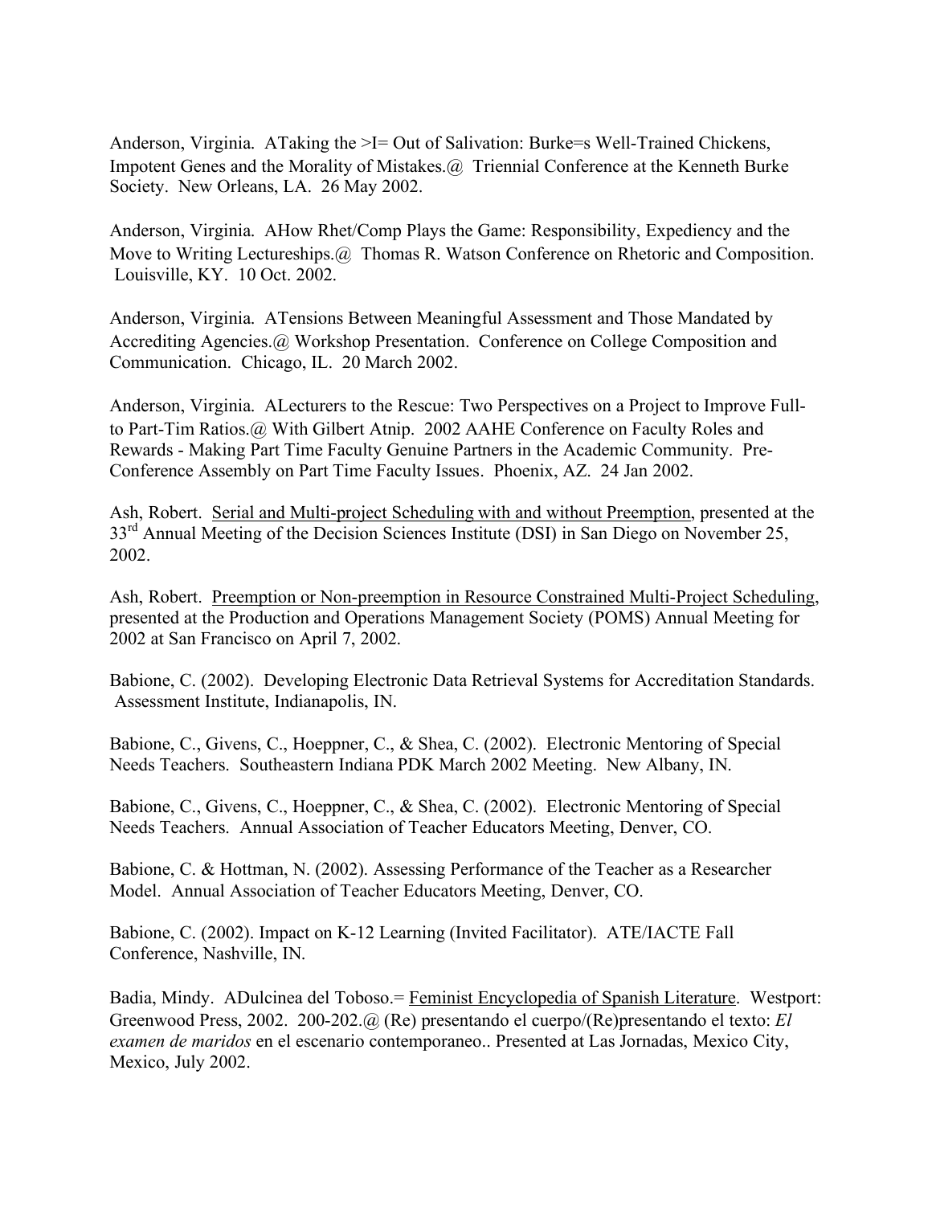Anderson, Virginia. ATaking the >I= Out of Salivation: Burke=s Well-Trained Chickens, Impotent Genes and the Morality of Mistakes.@ Triennial Conference at the Kenneth Burke Society. New Orleans, LA. 26 May 2002.

Anderson, Virginia. AHow Rhet/Comp Plays the Game: Responsibility, Expediency and the Move to Writing Lectureships.@ Thomas R. Watson Conference on Rhetoric and Composition. Louisville, KY. 10 Oct. 2002.

Anderson, Virginia. ATensions Between Meaningful Assessment and Those Mandated by Accrediting Agencies.@ Workshop Presentation. Conference on College Composition and Communication. Chicago, IL. 20 March 2002.

Anderson, Virginia. ALecturers to the Rescue: Two Perspectives on a Project to Improve Full-to Part-Tim Ratios.@ With Gilbert Atnip. 2002 AAHE Conference on Faculty Roles and Rewards - Making Part Time Faculty Genuine Partners in the Academic Community. Pre-Conference Assembly on Part Time Faculty Issues. Phoenix, AZ. 24 Jan 2002.

Ash, Robert. <u>Serial and Multi-project Scheduling with and without Preemption</u>, presented at the 33rd Annual Meeting of the Decision Sciences Institute (DSI) in San Diego on November 25, 2002.

Ash, Robert. <u>Preemption or Non-preemption in Resource Constrained Multi-Project Scheduling</u>, presented at the Production and Operations Management Society (POMS) Annual Meeting for 2002 at San Francisco on April 7, 2002.

Babione, C. (2002). Developing Electronic Data Retrieval Systems for Accreditation Standards. Assessment Institute, Indianapolis, IN.

Babione, C., Givens, C., Hoeppner, C., & Shea, C. (2002). Electronic Mentoring of Special Needs Teachers. Southeastern Indiana PDK March 2002 Meeting. New Albany, IN.

Babione, C., Givens, C., Hoeppner, C., & Shea, C. (2002). Electronic Mentoring of Special Needs Teachers. Annual Association of Teacher Educators Meeting, Denver, CO.

Babione, C. & Hottman, N. (2002). Assessing Performance of the Teacher as a Researcher Model. Annual Association of Teacher Educators Meeting, Denver, CO.

Babione, C. (2002). Impact on K-12 Learning (Invited Facilitator). ATE/IACTE Fall Conference, Nashville, IN.

Badia, Mindy. ADulcinea del Toboso.= <u>Feminist Encyclopedia of Spanish Literature</u>. Westport: Greenwood Press, 2002. 200-202.@ (Re) presentando el cuerpo/(Re)presentando el texto: *El examen de maridos* en el escenario contemporaneo.. Presented at Las Jornadas, Mexico City, Mexico, July 2002.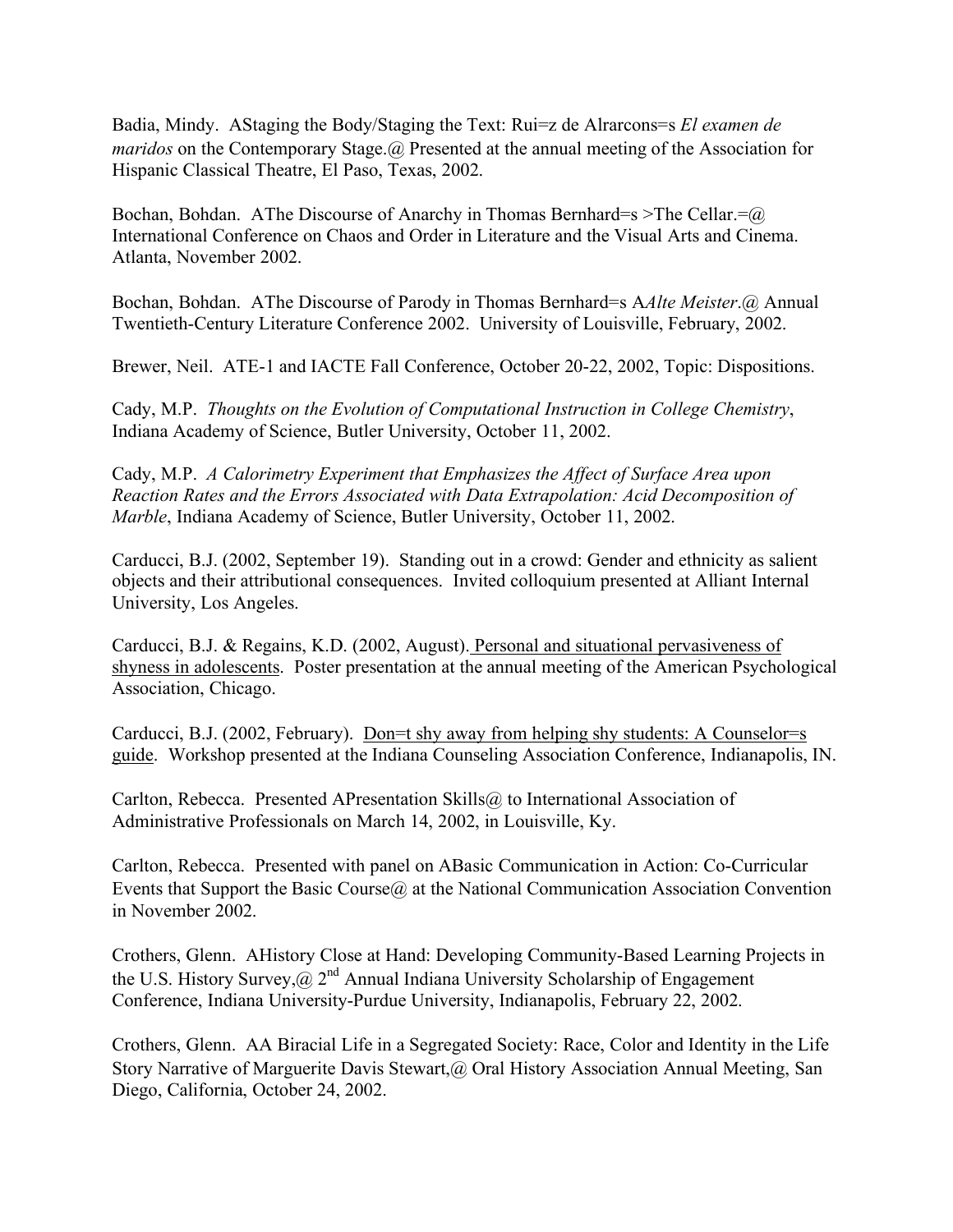Badia, Mindy. AStaging the Body/Staging the Text: Rui=z de Alrarcons=s *El examen de maridos* on the Contemporary Stage.@ Presented at the annual meeting of the Association for Hispanic Classical Theatre, El Paso, Texas, 2002.

Bochan, Bohdan. AThe Discourse of Anarchy in Thomas Bernhard=s >The Cellar.=@ International Conference on Chaos and Order in Literature and the Visual Arts and Cinema. Atlanta, November 2002.

Bochan, Bohdan. AThe Discourse of Parody in Thomas Bernhard=s A*Alte Meister*.@ Annual Twentieth-Century Literature Conference 2002. University of Louisville, February, 2002.

Brewer, Neil. ATE-1 and IACTE Fall Conference, October 20-22, 2002, Topic: Dispositions.

Cady, M.P. *Thoughts on the Evolution of Computational Instruction in College Chemistry*, Indiana Academy of Science, Butler University, October 11, 2002.

Cady, M.P. *A Calorimetry Experiment that Emphasizes the Affect of Surface Area upon Reaction Rates and the Errors Associated with Data Extrapolation: Acid Decomposition of Marble*, Indiana Academy of Science, Butler University, October 11, 2002.

Carducci, B.J. (2002, September 19). Standing out in a crowd: Gender and ethnicity as salient objects and their attributional consequences. Invited colloquium presented at Alliant Internal University, Los Angeles.

Carducci, B.J. & Regains, K.D. (2002, August). <u>Personal and situational pervasiveness of shyness in adolescents</u>. Poster presentation at the annual meeting of the American Psychological Association, Chicago.

Carducci, B.J. (2002, February). <u>Don=t shy away from helping shy students: A Counselor=s guide</u>. Workshop presented at the Indiana Counseling Association Conference, Indianapolis, IN.

Carlton, Rebecca. Presented APresentation Skills@ to International Association of Administrative Professionals on March 14, 2002, in Louisville, Ky.

Carlton, Rebecca. Presented with panel on ABasic Communication in Action: Co-Curricular Events that Support the Basic Course@ at the National Communication Association Convention in November 2002.

Crothers, Glenn. AHistory Close at Hand: Developing Community-Based Learning Projects in the U.S. History Survey,@ 2nd Annual Indiana University Scholarship of Engagement Conference, Indiana University-Purdue University, Indianapolis, February 22, 2002.

Crothers, Glenn. AA Biracial Life in a Segregated Society: Race, Color and Identity in the Life Story Narrative of Marguerite Davis Stewart,@ Oral History Association Annual Meeting, San Diego, California, October 24, 2002.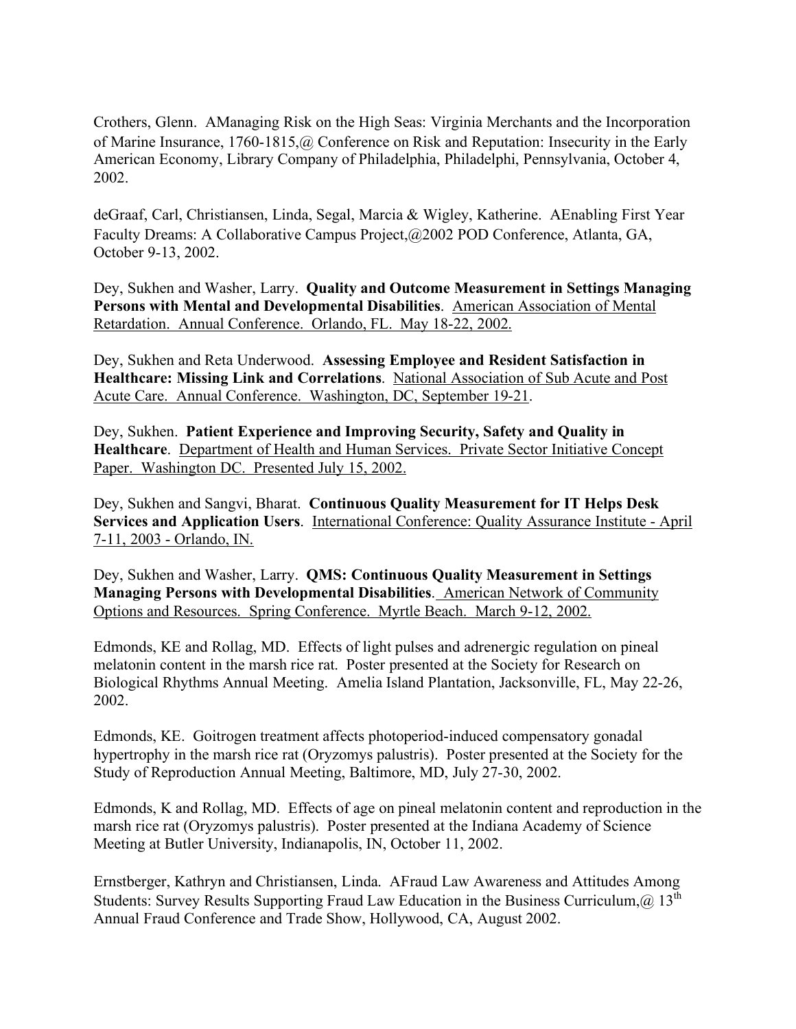Crothers, Glenn. AManaging Risk on the High Seas: Virginia Merchants and the Incorporation of Marine Insurance, 1760-1815,@ Conference on Risk and Reputation: Insecurity in the Early American Economy, Library Company of Philadelphia, Philadelphi, Pennsylvania, October 4, 2002.

deGraaf, Carl, Christiansen, Linda, Segal, Marcia & Wigley, Katherine. AEnabling First Year Faculty Dreams: A Collaborative Campus Project,@2002 POD Conference, Atlanta, GA, October 9-13, 2002.

Dey, Sukhen and Washer, Larry. **Quality and Outcome Measurement in Settings Managing Persons with Mental and Developmental Disabilities**. <u>American Association of Mental Retardation. Annual Conference. Orlando, FL. May 18-22, 2002.</u>

Dey, Sukhen and Reta Underwood. **Assessing Employee and Resident Satisfaction in Healthcare: Missing Link and Correlations**. <u>National Association of Sub Acute and Post Acute Care. Annual Conference. Washington, DC, September 19-21</u>.

Dey, Sukhen. **Patient Experience and Improving Security, Safety and Quality in Healthcare**. <u>Department of Health and Human Services. Private Sector Initiative Concept Paper. Washington DC. Presented July 15, 2002.</u>

Dey, Sukhen and Sangvi, Bharat. **Continuous Quality Measurement for IT Helps Desk Services and Application Users**. <u>International Conference: Quality Assurance Institute - April 7-11, 2003 - Orlando, IN.</u>

Dey, Sukhen and Washer, Larry. **QMS: Continuous Quality Measurement in Settings Managing Persons with Developmental Disabilities**. <u>American Network of Community Options and Resources. Spring Conference. Myrtle Beach. March 9-12, 2002.</u>

Edmonds, KE and Rollag, MD. Effects of light pulses and adrenergic regulation on pineal melatonin content in the marsh rice rat. Poster presented at the Society for Research on Biological Rhythms Annual Meeting. Amelia Island Plantation, Jacksonville, FL, May 22-26, 2002.

Edmonds, KE. Goitrogen treatment affects photoperiod-induced compensatory gonadal hypertrophy in the marsh rice rat (Oryzomys palustris). Poster presented at the Society for the Study of Reproduction Annual Meeting, Baltimore, MD, July 27-30, 2002.

Edmonds, K and Rollag, MD. Effects of age on pineal melatonin content and reproduction in the marsh rice rat (Oryzomys palustris). Poster presented at the Indiana Academy of Science Meeting at Butler University, Indianapolis, IN, October 11, 2002.

Ernstberger, Kathryn and Christiansen, Linda. AFraud Law Awareness and Attitudes Among Students: Survey Results Supporting Fraud Law Education in the Business Curriculum,@ 13th Annual Fraud Conference and Trade Show, Hollywood, CA, August 2002.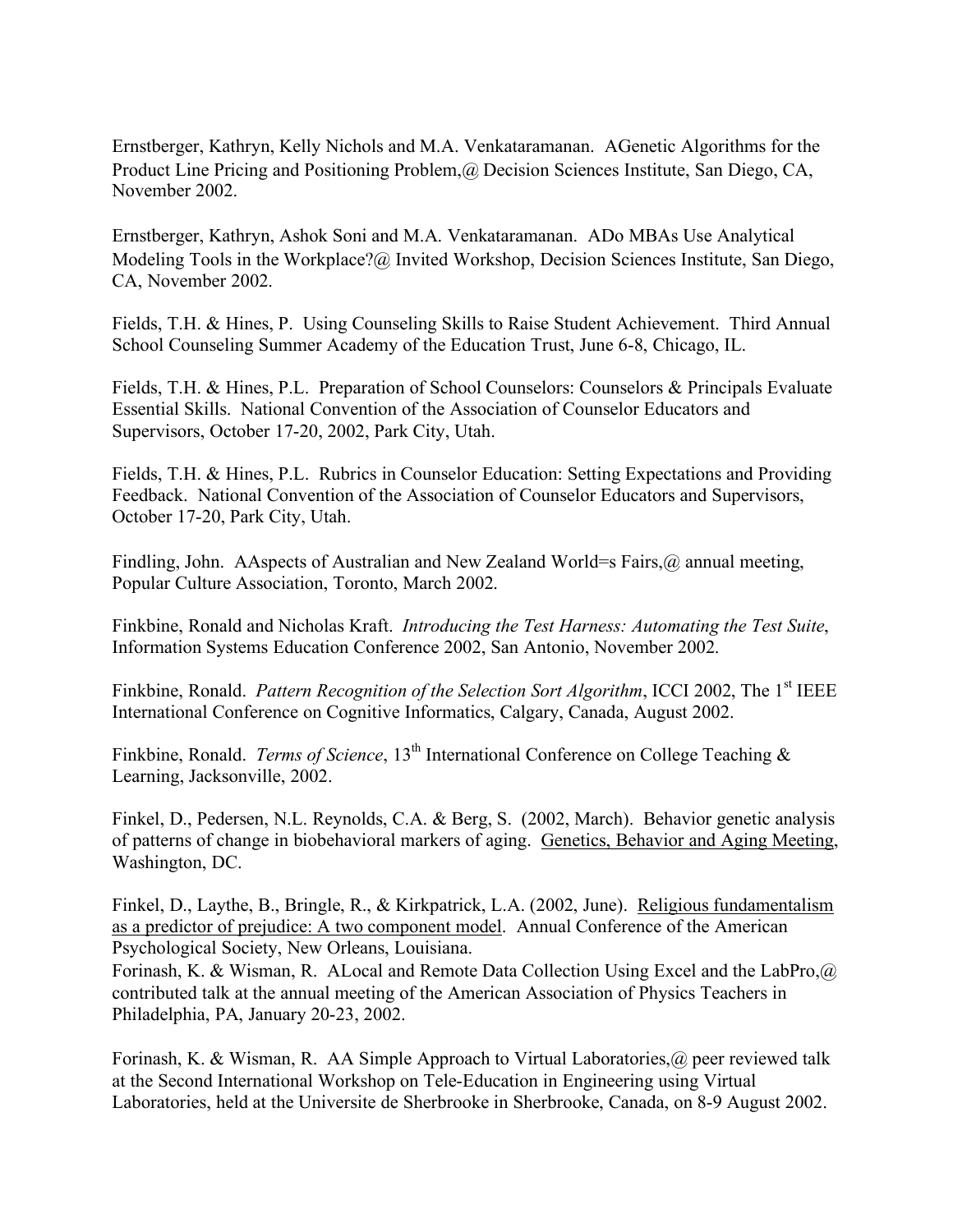Ernstberger, Kathryn, Kelly Nichols and M.A. Venkataramanan. AGenetic Algorithms for the Product Line Pricing and Positioning Problem,@ Decision Sciences Institute, San Diego, CA, November 2002.

Ernstberger, Kathryn, Ashok Soni and M.A. Venkataramanan. ADo MBAs Use Analytical Modeling Tools in the Workplace?@ Invited Workshop, Decision Sciences Institute, San Diego, CA, November 2002.

Fields, T.H. & Hines, P. Using Counseling Skills to Raise Student Achievement. Third Annual School Counseling Summer Academy of the Education Trust, June 6-8, Chicago, IL.

Fields, T.H. & Hines, P.L. Preparation of School Counselors: Counselors & Principals Evaluate Essential Skills. National Convention of the Association of Counselor Educators and Supervisors, October 17-20, 2002, Park City, Utah.

Fields, T.H. & Hines, P.L. Rubrics in Counselor Education: Setting Expectations and Providing Feedback. National Convention of the Association of Counselor Educators and Supervisors, October 17-20, Park City, Utah.

Findling, John. AAspects of Australian and New Zealand World=s Fairs,@ annual meeting, Popular Culture Association, Toronto, March 2002.

Finkbine, Ronald and Nicholas Kraft. *Introducing the Test Harness: Automating the Test Suite*, Information Systems Education Conference 2002, San Antonio, November 2002.

Finkbine, Ronald. *Pattern Recognition of the Selection Sort Algorithm*, ICCI 2002, The 1st IEEE International Conference on Cognitive Informatics, Calgary, Canada, August 2002.

Finkbine, Ronald. *Terms of Science*, 13th International Conference on College Teaching & Learning, Jacksonville, 2002.

Finkel, D., Pedersen, N.L. Reynolds, C.A. & Berg, S. (2002, March). Behavior genetic analysis of patterns of change in biobehavioral markers of aging. Genetics, Behavior and Aging Meeting, Washington, DC.

Finkel, D., Laythe, B., Bringle, R., & Kirkpatrick, L.A. (2002, June). Religious fundamentalism as a predictor of prejudice: A two component model. Annual Conference of the American Psychological Society, New Orleans, Louisiana.

Forinash, K. & Wisman, R. ALocal and Remote Data Collection Using Excel and the LabPro,@ contributed talk at the annual meeting of the American Association of Physics Teachers in Philadelphia, PA, January 20-23, 2002.

Forinash, K. & Wisman, R. AA Simple Approach to Virtual Laboratories,@ peer reviewed talk at the Second International Workshop on Tele-Education in Engineering using Virtual Laboratories, held at the Universite de Sherbrooke in Sherbrooke, Canada, on 8-9 August 2002.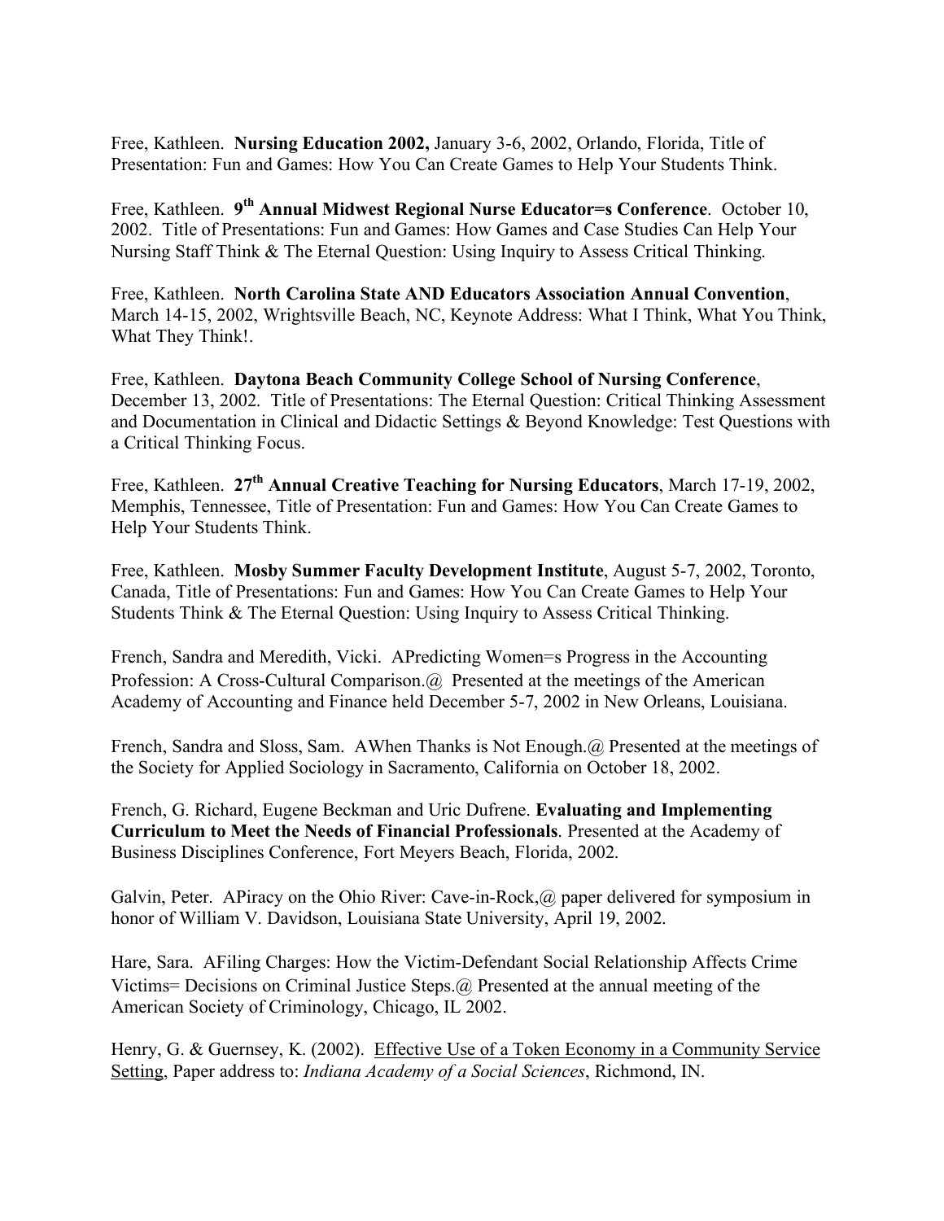Free, Kathleen. **Nursing Education 2002,** January 3-6, 2002, Orlando, Florida, Title of Presentation: Fun and Games: How You Can Create Games to Help Your Students Think.

Free, Kathleen. **9th Annual Midwest Regional Nurse Educator=s Conference**. October 10, 2002. Title of Presentations: Fun and Games: How Games and Case Studies Can Help Your Nursing Staff Think & The Eternal Question: Using Inquiry to Assess Critical Thinking.

Free, Kathleen. **North Carolina State AND Educators Association Annual Convention**, March 14-15, 2002, Wrightsville Beach, NC, Keynote Address: What I Think, What You Think, What They Think!.

Free, Kathleen. **Daytona Beach Community College School of Nursing Conference**, December 13, 2002. Title of Presentations: The Eternal Question: Critical Thinking Assessment and Documentation in Clinical and Didactic Settings & Beyond Knowledge: Test Questions with a Critical Thinking Focus.

Free, Kathleen. **27th Annual Creative Teaching for Nursing Educators**, March 17-19, 2002, Memphis, Tennessee, Title of Presentation: Fun and Games: How You Can Create Games to Help Your Students Think.

Free, Kathleen. **Mosby Summer Faculty Development Institute**, August 5-7, 2002, Toronto, Canada, Title of Presentations: Fun and Games: How You Can Create Games to Help Your Students Think & The Eternal Question: Using Inquiry to Assess Critical Thinking.

French, Sandra and Meredith, Vicki. APredicting Women=s Progress in the Accounting Profession: A Cross-Cultural Comparison.@ Presented at the meetings of the American Academy of Accounting and Finance held December 5-7, 2002 in New Orleans, Louisiana.

French, Sandra and Sloss, Sam. AWhen Thanks is Not Enough.@ Presented at the meetings of the Society for Applied Sociology in Sacramento, California on October 18, 2002.

French, G. Richard, Eugene Beckman and Uric Dufrene. **Evaluating and Implementing Curriculum to Meet the Needs of Financial Professionals**. Presented at the Academy of Business Disciplines Conference, Fort Meyers Beach, Florida, 2002.

Galvin, Peter. APiracy on the Ohio River: Cave-in-Rock,@ paper delivered for symposium in honor of William V. Davidson, Louisiana State University, April 19, 2002.

Hare, Sara. AFiling Charges: How the Victim-Defendant Social Relationship Affects Crime Victims= Decisions on Criminal Justice Steps.@ Presented at the annual meeting of the American Society of Criminology, Chicago, IL 2002.

Henry, G. & Guernsey, K. (2002). Effective Use of a Token Economy in a Community Service Setting, Paper address to: *Indiana Academy of a Social Sciences*, Richmond, IN.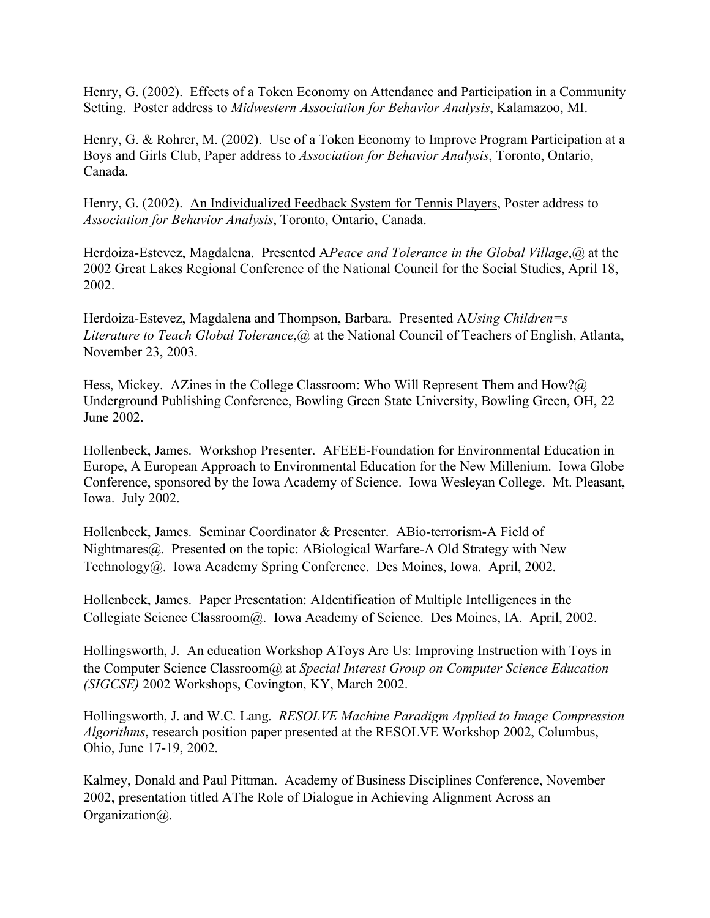Henry, G. (2002). Effects of a Token Economy on Attendance and Participation in a Community Setting. Poster address to *Midwestern Association for Behavior Analysis*, Kalamazoo, MI.

Henry, G. & Rohrer, M. (2002). Use of a Token Economy to Improve Program Participation at a Boys and Girls Club, Paper address to *Association for Behavior Analysis*, Toronto, Ontario, Canada.

Henry, G. (2002). An Individualized Feedback System for Tennis Players, Poster address to *Association for Behavior Analysis*, Toronto, Ontario, Canada.

Herdoiza-Estevez, Magdalena. Presented A*Peace and Tolerance in the Global Village*,@ at the 2002 Great Lakes Regional Conference of the National Council for the Social Studies, April 18, 2002.

Herdoiza-Estevez, Magdalena and Thompson, Barbara. Presented A*Using Children=s Literature to Teach Global Tolerance*,@ at the National Council of Teachers of English, Atlanta, November 23, 2003.

Hess, Mickey. AZines in the College Classroom: Who Will Represent Them and How?@ Underground Publishing Conference, Bowling Green State University, Bowling Green, OH, 22 June 2002.

Hollenbeck, James. Workshop Presenter. AFEEE-Foundation for Environmental Education in Europe, A European Approach to Environmental Education for the New Millenium. Iowa Globe Conference, sponsored by the Iowa Academy of Science. Iowa Wesleyan College. Mt. Pleasant, Iowa. July 2002.

Hollenbeck, James. Seminar Coordinator & Presenter. ABio-terrorism-A Field of Nightmares@. Presented on the topic: ABiological Warfare-A Old Strategy with New Technology@. Iowa Academy Spring Conference. Des Moines, Iowa. April, 2002.

Hollenbeck, James. Paper Presentation: AIdentification of Multiple Intelligences in the Collegiate Science Classroom@. Iowa Academy of Science. Des Moines, IA. April, 2002.

Hollingsworth, J. An education Workshop AToys Are Us: Improving Instruction with Toys in the Computer Science Classroom@ at *Special Interest Group on Computer Science Education (SIGCSE)* 2002 Workshops, Covington, KY, March 2002.

Hollingsworth, J. and W.C. Lang. *RESOLVE Machine Paradigm Applied to Image Compression Algorithms*, research position paper presented at the RESOLVE Workshop 2002, Columbus, Ohio, June 17-19, 2002.

Kalmey, Donald and Paul Pittman. Academy of Business Disciplines Conference, November 2002, presentation titled AThe Role of Dialogue in Achieving Alignment Across an Organization@.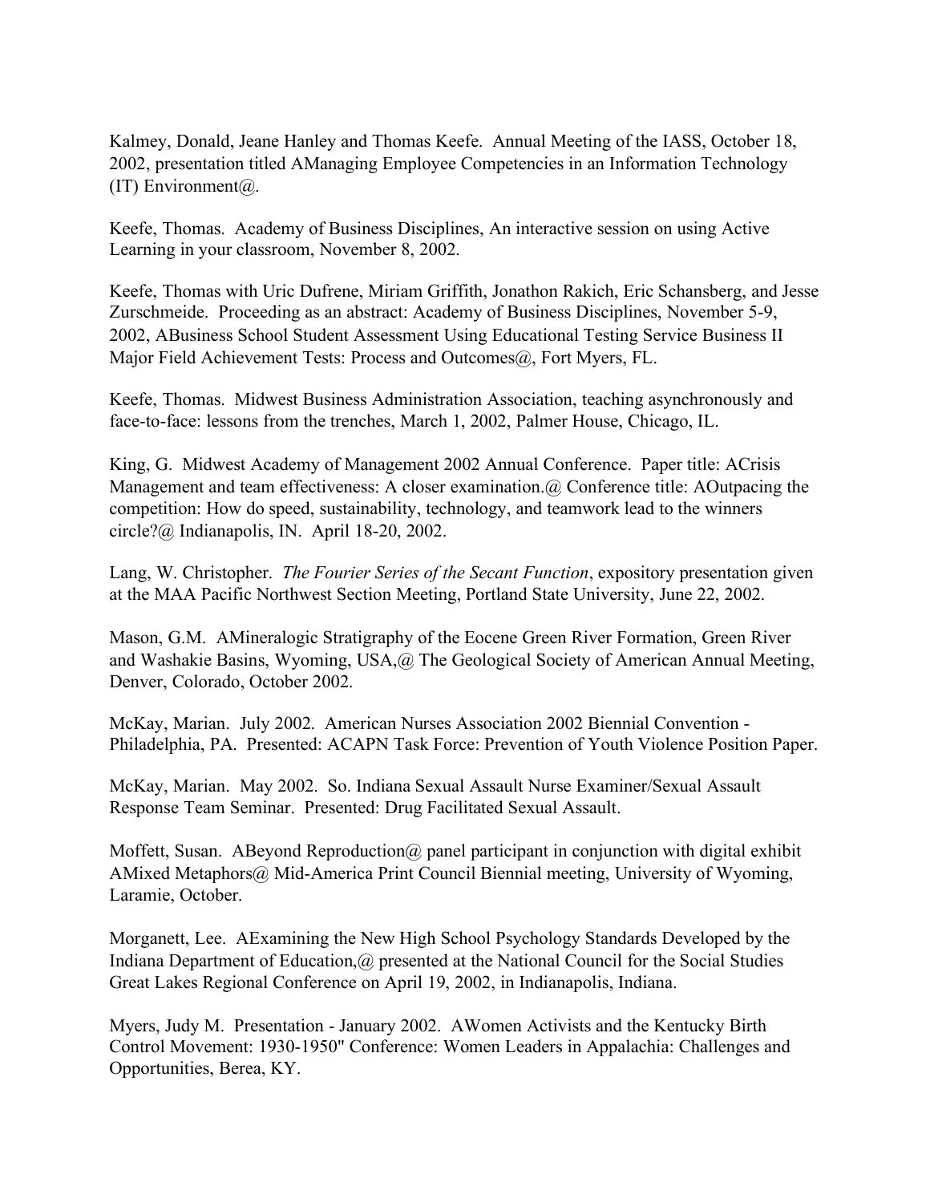Kalmey, Donald, Jeane Hanley and Thomas Keefe. Annual Meeting of the IASS, October 18, 2002, presentation titled AManaging Employee Competencies in an Information Technology (IT) Environment@.

Keefe, Thomas. Academy of Business Disciplines, An interactive session on using Active Learning in your classroom, November 8, 2002.

Keefe, Thomas with Uric Dufrene, Miriam Griffith, Jonathon Rakich, Eric Schansberg, and Jesse Zurschmeide. Proceeding as an abstract: Academy of Business Disciplines, November 5-9, 2002, ABusiness School Student Assessment Using Educational Testing Service Business II Major Field Achievement Tests: Process and Outcomes@, Fort Myers, FL.

Keefe, Thomas. Midwest Business Administration Association, teaching asynchronously and face-to-face: lessons from the trenches, March 1, 2002, Palmer House, Chicago, IL.

King, G. Midwest Academy of Management 2002 Annual Conference. Paper title: ACrisis Management and team effectiveness: A closer examination.@ Conference title: AOutpacing the competition: How do speed, sustainability, technology, and teamwork lead to the winners circle?@ Indianapolis, IN. April 18-20, 2002.

Lang, W. Christopher. *The Fourier Series of the Secant Function*, expository presentation given at the MAA Pacific Northwest Section Meeting, Portland State University, June 22, 2002.

Mason, G.M. AMineralogic Stratigraphy of the Eocene Green River Formation, Green River and Washakie Basins, Wyoming, USA,@ The Geological Society of American Annual Meeting, Denver, Colorado, October 2002.

McKay, Marian. July 2002. American Nurses Association 2002 Biennial Convention - Philadelphia, PA. Presented: ACAPN Task Force: Prevention of Youth Violence Position Paper.

McKay, Marian. May 2002. So. Indiana Sexual Assault Nurse Examiner/Sexual Assault Response Team Seminar. Presented: Drug Facilitated Sexual Assault.

Moffett, Susan. ABeyond Reproduction@ panel participant in conjunction with digital exhibit AMixed Metaphors@ Mid-America Print Council Biennial meeting, University of Wyoming, Laramie, October.

Morganett, Lee. AExamining the New High School Psychology Standards Developed by the Indiana Department of Education,@ presented at the National Council for the Social Studies Great Lakes Regional Conference on April 19, 2002, in Indianapolis, Indiana.

Myers, Judy M. Presentation - January 2002. AWomen Activists and the Kentucky Birth Control Movement: 1930-1950" Conference: Women Leaders in Appalachia: Challenges and Opportunities, Berea, KY.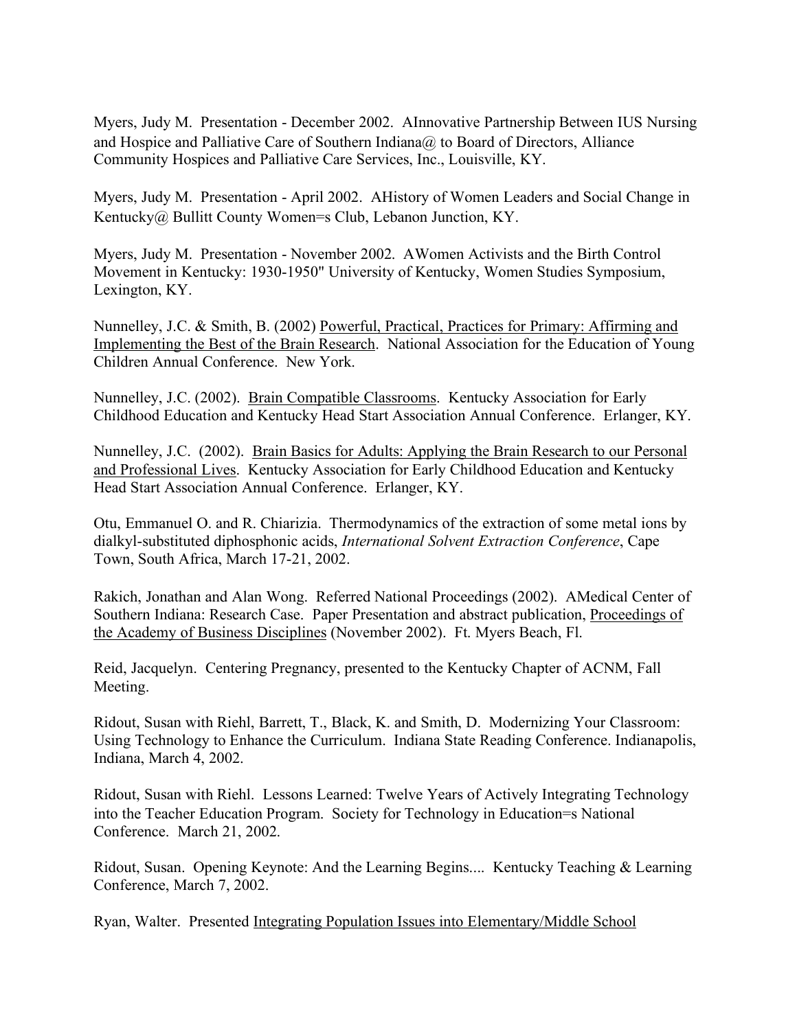Myers, Judy M. Presentation - December 2002. AInnovative Partnership Between IUS Nursing and Hospice and Palliative Care of Southern Indiana@ to Board of Directors, Alliance Community Hospices and Palliative Care Services, Inc., Louisville, KY.

Myers, Judy M. Presentation - April 2002. AHistory of Women Leaders and Social Change in Kentucky@ Bullitt County Women=s Club, Lebanon Junction, KY.

Myers, Judy M. Presentation - November 2002. AWomen Activists and the Birth Control Movement in Kentucky: 1930-1950" University of Kentucky, Women Studies Symposium, Lexington, KY.

Nunnelley, J.C. & Smith, B. (2002) Powerful, Practical, Practices for Primary: Affirming and Implementing the Best of the Brain Research. National Association for the Education of Young Children Annual Conference. New York.

Nunnelley, J.C. (2002). Brain Compatible Classrooms. Kentucky Association for Early Childhood Education and Kentucky Head Start Association Annual Conference. Erlanger, KY.

Nunnelley, J.C. (2002). Brain Basics for Adults: Applying the Brain Research to our Personal and Professional Lives. Kentucky Association for Early Childhood Education and Kentucky Head Start Association Annual Conference. Erlanger, KY.

Otu, Emmanuel O. and R. Chiarizia. Thermodynamics of the extraction of some metal ions by dialkyl-substituted diphosphonic acids, *International Solvent Extraction Conference*, Cape Town, South Africa, March 17-21, 2002.

Rakich, Jonathan and Alan Wong. Referred National Proceedings (2002). AMedical Center of Southern Indiana: Research Case. Paper Presentation and abstract publication, Proceedings of the Academy of Business Disciplines (November 2002). Ft. Myers Beach, Fl.

Reid, Jacquelyn. Centering Pregnancy, presented to the Kentucky Chapter of ACNM, Fall Meeting.

Ridout, Susan with Riehl, Barrett, T., Black, K. and Smith, D. Modernizing Your Classroom: Using Technology to Enhance the Curriculum. Indiana State Reading Conference. Indianapolis, Indiana, March 4, 2002.

Ridout, Susan with Riehl. Lessons Learned: Twelve Years of Actively Integrating Technology into the Teacher Education Program. Society for Technology in Education=s National Conference. March 21, 2002.

Ridout, Susan. Opening Keynote: And the Learning Begins.... Kentucky Teaching & Learning Conference, March 7, 2002.

Ryan, Walter. Presented Integrating Population Issues into Elementary/Middle School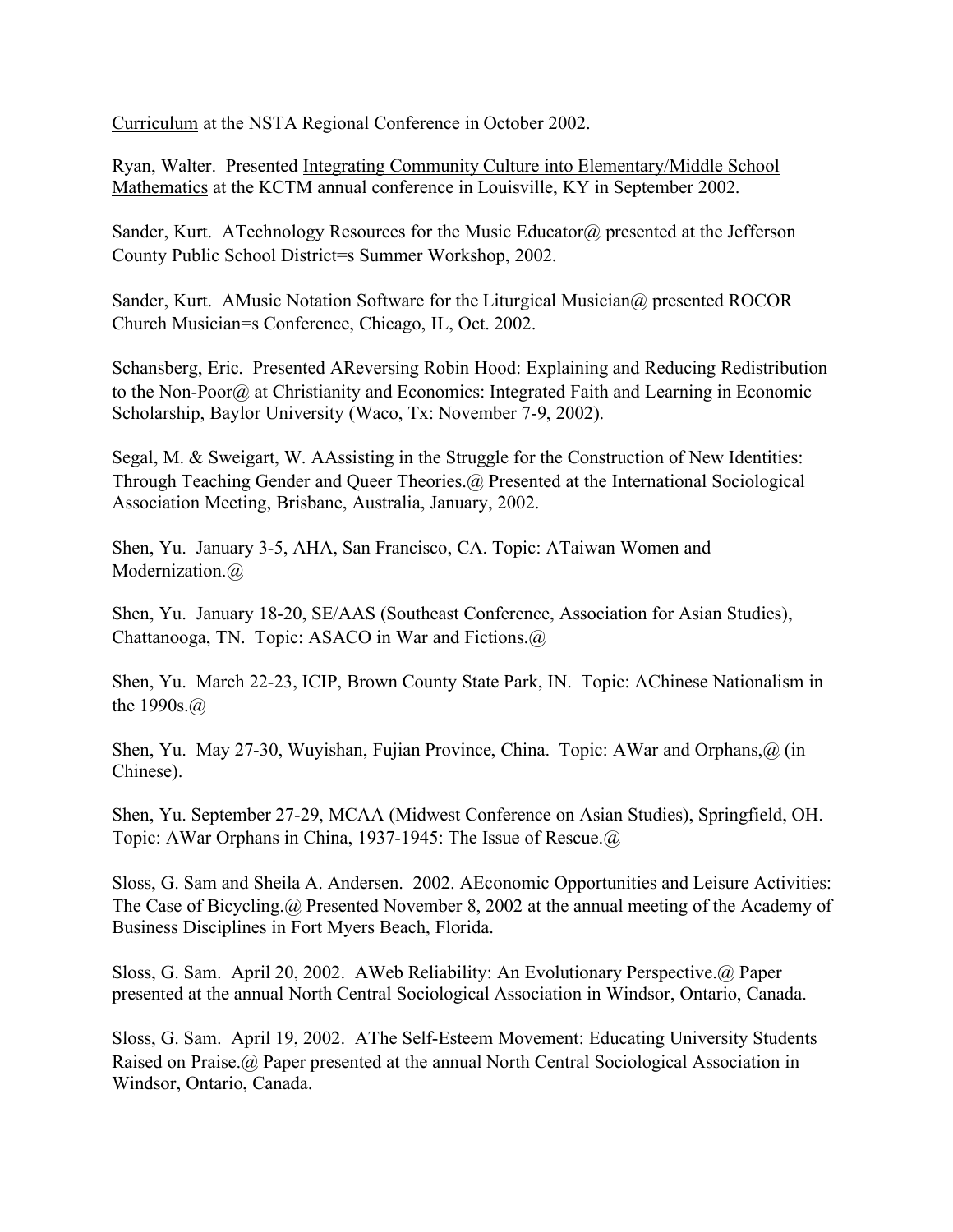Curriculum at the NSTA Regional Conference in October 2002.

Ryan, Walter. Presented Integrating Community Culture into Elementary/Middle School Mathematics at the KCTM annual conference in Louisville, KY in September 2002.

Sander, Kurt. ATechnology Resources for the Music Educator@ presented at the Jefferson County Public School District=s Summer Workshop, 2002.

Sander, Kurt. AMusic Notation Software for the Liturgical Musician@ presented ROCOR Church Musician=s Conference, Chicago, IL, Oct. 2002.

Schansberg, Eric. Presented AReversing Robin Hood: Explaining and Reducing Redistribution to the Non-Poor@ at Christianity and Economics: Integrated Faith and Learning in Economic Scholarship, Baylor University (Waco, Tx: November 7-9, 2002).

Segal, M. & Sweigart, W. AAssisting in the Struggle for the Construction of New Identities: Through Teaching Gender and Queer Theories.@ Presented at the International Sociological Association Meeting, Brisbane, Australia, January, 2002.

Shen, Yu. January 3-5, AHA, San Francisco, CA. Topic: ATaiwan Women and Modernization.@

Shen, Yu. January 18-20, SE/AAS (Southeast Conference, Association for Asian Studies), Chattanooga, TN. Topic: ASACO in War and Fictions.@

Shen, Yu. March 22-23, ICIP, Brown County State Park, IN. Topic: AChinese Nationalism in the 1990s.@

Shen, Yu. May 27-30, Wuyishan, Fujian Province, China. Topic: AWar and Orphans,@ (in Chinese).

Shen, Yu. September 27-29, MCAA (Midwest Conference on Asian Studies), Springfield, OH. Topic: AWar Orphans in China, 1937-1945: The Issue of Rescue.@

Sloss, G. Sam and Sheila A. Andersen. 2002. AEconomic Opportunities and Leisure Activities: The Case of Bicycling.@ Presented November 8, 2002 at the annual meeting of the Academy of Business Disciplines in Fort Myers Beach, Florida.

Sloss, G. Sam. April 20, 2002. AWeb Reliability: An Evolutionary Perspective.@ Paper presented at the annual North Central Sociological Association in Windsor, Ontario, Canada.

Sloss, G. Sam. April 19, 2002. AThe Self-Esteem Movement: Educating University Students Raised on Praise.@ Paper presented at the annual North Central Sociological Association in Windsor, Ontario, Canada.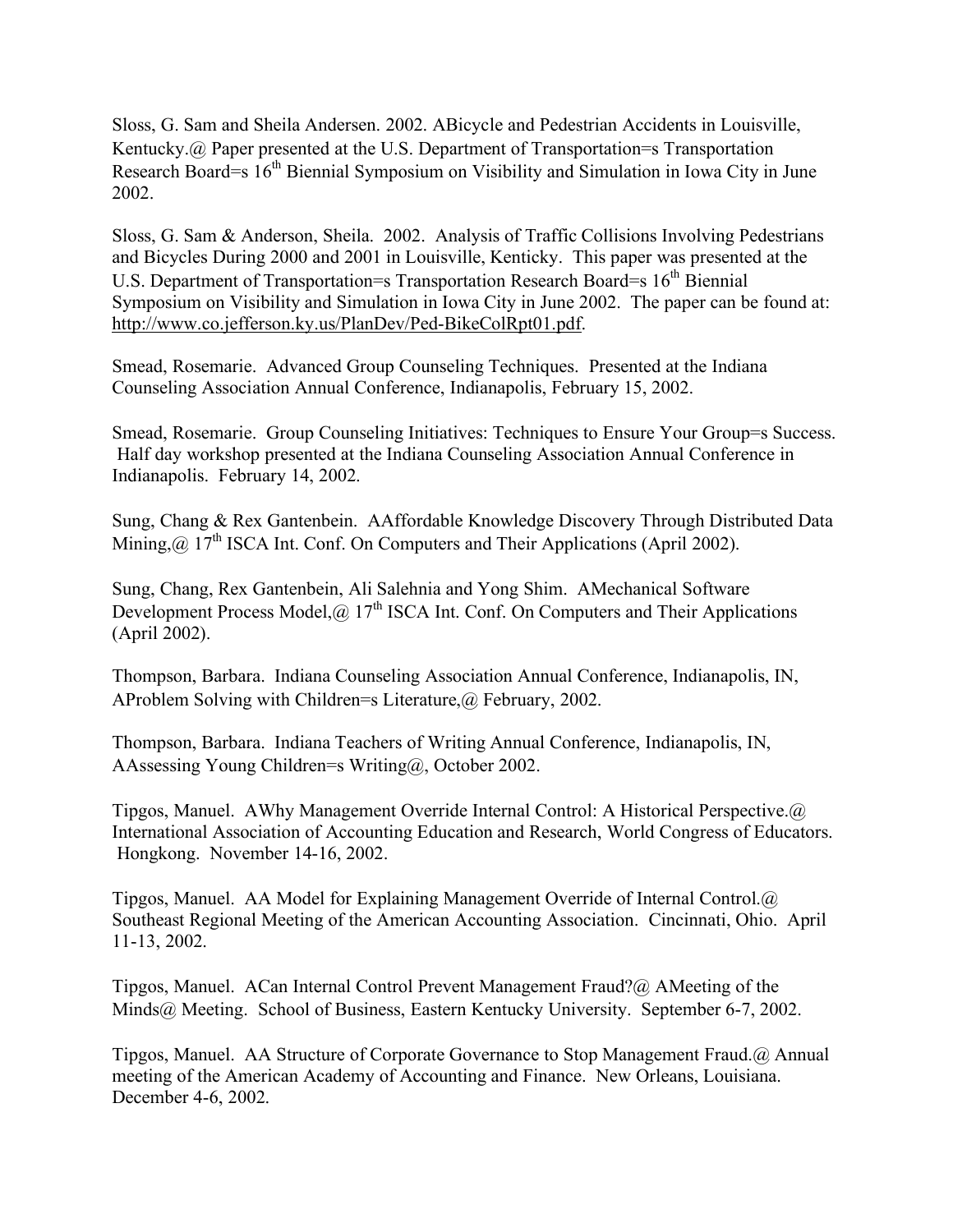Sloss, G. Sam and Sheila Andersen. 2002. ABicycle and Pedestrian Accidents in Louisville, Kentucky.@ Paper presented at the U.S. Department of Transportation=s Transportation Research Board=s 16th Biennial Symposium on Visibility and Simulation in Iowa City in June 2002.

Sloss, G. Sam & Anderson, Sheila. 2002. Analysis of Traffic Collisions Involving Pedestrians and Bicycles During 2000 and 2001 in Louisville, Kenticky. This paper was presented at the U.S. Department of Transportation=s Transportation Research Board=s 16th Biennial Symposium on Visibility and Simulation in Iowa City in June 2002. The paper can be found at: http://www.co.jefferson.ky.us/PlanDev/Ped-BikeColRpt01.pdf.

Smead, Rosemarie. Advanced Group Counseling Techniques. Presented at the Indiana Counseling Association Annual Conference, Indianapolis, February 15, 2002.

Smead, Rosemarie. Group Counseling Initiatives: Techniques to Ensure Your Group=s Success. Half day workshop presented at the Indiana Counseling Association Annual Conference in Indianapolis. February 14, 2002.

Sung, Chang & Rex Gantenbein. AAffordable Knowledge Discovery Through Distributed Data Mining,@ 17th ISCA Int. Conf. On Computers and Their Applications (April 2002).

Sung, Chang, Rex Gantenbein, Ali Salehnia and Yong Shim. AMechanical Software Development Process Model,@ 17th ISCA Int. Conf. On Computers and Their Applications (April 2002).

Thompson, Barbara. Indiana Counseling Association Annual Conference, Indianapolis, IN, AProblem Solving with Children=s Literature,@ February, 2002.

Thompson, Barbara. Indiana Teachers of Writing Annual Conference, Indianapolis, IN, AAssessing Young Children=s Writing@, October 2002.

Tipgos, Manuel. AWhy Management Override Internal Control: A Historical Perspective.@ International Association of Accounting Education and Research, World Congress of Educators. Hongkong. November 14-16, 2002.

Tipgos, Manuel. AA Model for Explaining Management Override of Internal Control.@ Southeast Regional Meeting of the American Accounting Association. Cincinnati, Ohio. April 11-13, 2002.

Tipgos, Manuel. ACan Internal Control Prevent Management Fraud?@ AMeeting of the Minds@ Meeting. School of Business, Eastern Kentucky University. September 6-7, 2002.

Tipgos, Manuel. AA Structure of Corporate Governance to Stop Management Fraud.@ Annual meeting of the American Academy of Accounting and Finance. New Orleans, Louisiana. December 4-6, 2002.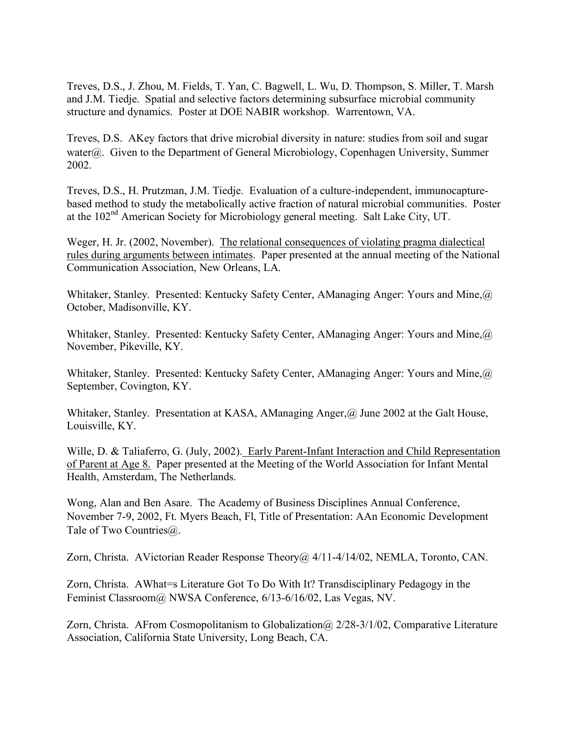Treves, D.S., J. Zhou, M. Fields, T. Yan, C. Bagwell, L. Wu, D. Thompson, S. Miller, T. Marsh and J.M. Tiedje. Spatial and selective factors determining subsurface microbial community structure and dynamics. Poster at DOE NABIR workshop. Warrentown, VA.

Treves, D.S. AKey factors that drive microbial diversity in nature: studies from soil and sugar water@. Given to the Department of General Microbiology, Copenhagen University, Summer 2002.

Treves, D.S., H. Prutzman, J.M. Tiedje. Evaluation of a culture-independent, immunocapture-based method to study the metabolically active fraction of natural microbial communities. Poster at the 102nd American Society for Microbiology general meeting. Salt Lake City, UT.

Weger, H. Jr. (2002, November). <u>The relational consequences of violating pragma dialectical rules during arguments between intimates</u>. Paper presented at the annual meeting of the National Communication Association, New Orleans, LA.

Whitaker, Stanley. Presented: Kentucky Safety Center, AManaging Anger: Yours and Mine,@ October, Madisonville, KY.

Whitaker, Stanley. Presented: Kentucky Safety Center, AManaging Anger: Yours and Mine,@ November, Pikeville, KY.

Whitaker, Stanley. Presented: Kentucky Safety Center, AManaging Anger: Yours and Mine,@ September, Covington, KY.

Whitaker, Stanley. Presentation at KASA, AManaging Anger,@ June 2002 at the Galt House, Louisville, KY.

Wille, D. & Taliaferro, G. (July, 2002). <u>Early Parent-Infant Interaction and Child Representation of Parent at Age 8.</u> Paper presented at the Meeting of the World Association for Infant Mental Health, Amsterdam, The Netherlands.

Wong, Alan and Ben Asare. The Academy of Business Disciplines Annual Conference, November 7-9, 2002, Ft. Myers Beach, Fl, Title of Presentation: AAn Economic Development Tale of Two Countries@.

Zorn, Christa. AVictorian Reader Response Theory@ 4/11-4/14/02, NEMLA, Toronto, CAN.

Zorn, Christa. AWhat=s Literature Got To Do With It? Transdisciplinary Pedagogy in the Feminist Classroom@ NWSA Conference, 6/13-6/16/02, Las Vegas, NV.

Zorn, Christa. AFrom Cosmopolitanism to Globalization@ 2/28-3/1/02, Comparative Literature Association, California State University, Long Beach, CA.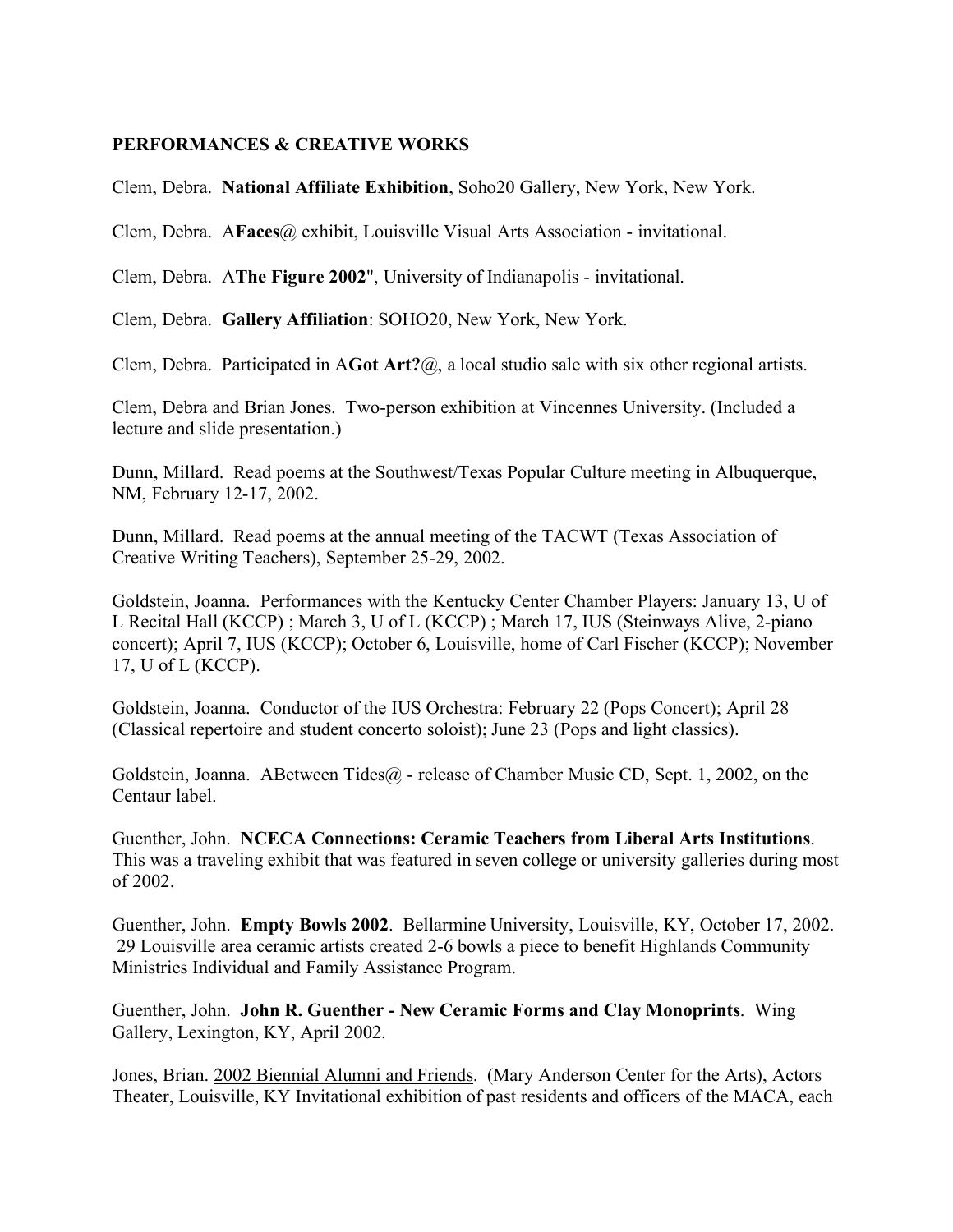**PERFORMANCES & CREATIVE WORKS**

Clem, Debra. **National Affiliate Exhibition**, Soho20 Gallery, New York, New York.

Clem, Debra. A**Faces**@ exhibit, Louisville Visual Arts Association - invitational.

Clem, Debra. A**The Figure 2002**", University of Indianapolis - invitational.

Clem, Debra. **Gallery Affiliation**: SOHO20, New York, New York.

Clem, Debra. Participated in A**Got Art?**@, a local studio sale with six other regional artists.

Clem, Debra and Brian Jones. Two-person exhibition at Vincennes University. (Included a lecture and slide presentation.)

Dunn, Millard. Read poems at the Southwest/Texas Popular Culture meeting in Albuquerque, NM, February 12-17, 2002.

Dunn, Millard. Read poems at the annual meeting of the TACWT (Texas Association of Creative Writing Teachers), September 25-29, 2002.

Goldstein, Joanna. Performances with the Kentucky Center Chamber Players: January 13, U of L Recital Hall (KCCP) ; March 3, U of L (KCCP) ; March 17, IUS (Steinways Alive, 2-piano concert); April 7, IUS (KCCP); October 6, Louisville, home of Carl Fischer (KCCP); November 17, U of L (KCCP).

Goldstein, Joanna. Conductor of the IUS Orchestra: February 22 (Pops Concert); April 28 (Classical repertoire and student concerto soloist); June 23 (Pops and light classics).

Goldstein, Joanna. ABetween Tides@ - release of Chamber Music CD, Sept. 1, 2002, on the Centaur label.

Guenther, John. **NCECA Connections: Ceramic Teachers from Liberal Arts Institutions**. This was a traveling exhibit that was featured in seven college or university galleries during most of 2002.

Guenther, John. **Empty Bowls 2002**. Bellarmine University, Louisville, KY, October 17, 2002. 29 Louisville area ceramic artists created 2-6 bowls a piece to benefit Highlands Community Ministries Individual and Family Assistance Program.

Guenther, John. **John R. Guenther - New Ceramic Forms and Clay Monoprints**. Wing Gallery, Lexington, KY, April 2002.

Jones, Brian. <u>2002 Biennial Alumni and Friends</u>. (Mary Anderson Center for the Arts), Actors Theater, Louisville, KY Invitational exhibition of past residents and officers of the MACA, each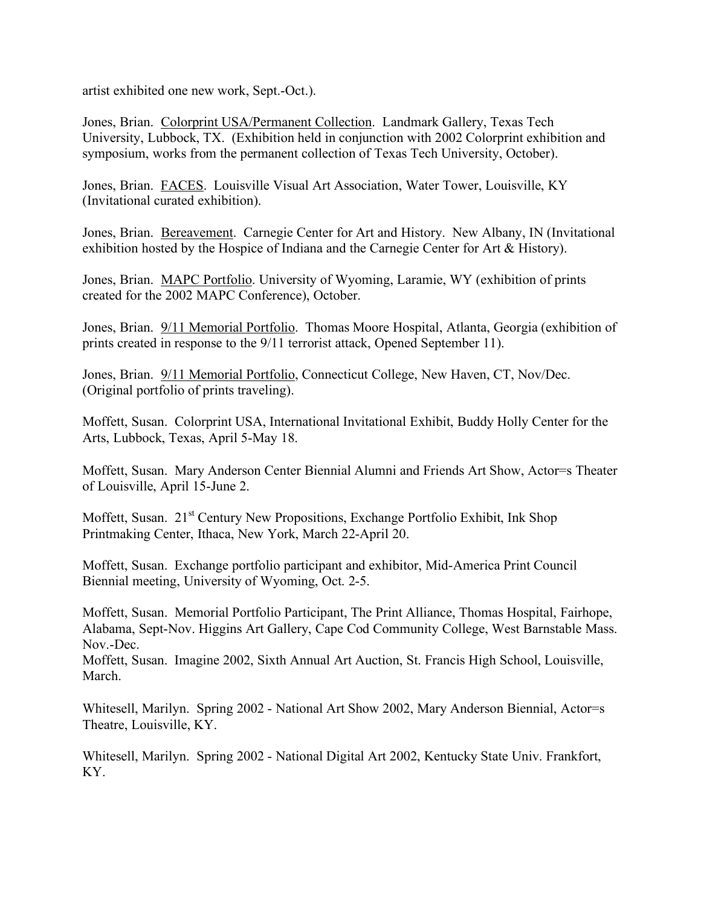artist exhibited one new work, Sept.-Oct.).

Jones, Brian. <u>Colorprint USA/Permanent Collection</u>. Landmark Gallery, Texas Tech University, Lubbock, TX. (Exhibition held in conjunction with 2002 Colorprint exhibition and symposium, works from the permanent collection of Texas Tech University, October).

Jones, Brian. <u>FACES</u>. Louisville Visual Art Association, Water Tower, Louisville, KY (Invitational curated exhibition).

Jones, Brian. <u>Bereavement</u>. Carnegie Center for Art and History. New Albany, IN (Invitational exhibition hosted by the Hospice of Indiana and the Carnegie Center for Art & History).

Jones, Brian. <u>MAPC Portfolio</u>. University of Wyoming, Laramie, WY (exhibition of prints created for the 2002 MAPC Conference), October.

Jones, Brian. <u>9/11 Memorial Portfolio</u>. Thomas Moore Hospital, Atlanta, Georgia (exhibition of prints created in response to the 9/11 terrorist attack, Opened September 11).

Jones, Brian. <u>9/11 Memorial Portfolio</u>, Connecticut College, New Haven, CT, Nov/Dec. (Original portfolio of prints traveling).

Moffett, Susan. Colorprint USA, International Invitational Exhibit, Buddy Holly Center for the Arts, Lubbock, Texas, April 5-May 18.

Moffett, Susan. Mary Anderson Center Biennial Alumni and Friends Art Show, Actor=s Theater of Louisville, April 15-June 2.

Moffett, Susan. 21st Century New Propositions, Exchange Portfolio Exhibit, Ink Shop Printmaking Center, Ithaca, New York, March 22-April 20.

Moffett, Susan. Exchange portfolio participant and exhibitor, Mid-America Print Council Biennial meeting, University of Wyoming, Oct. 2-5.

Moffett, Susan. Memorial Portfolio Participant, The Print Alliance, Thomas Hospital, Fairhope, Alabama, Sept-Nov. Higgins Art Gallery, Cape Cod Community College, West Barnstable Mass. Nov.-Dec.

Moffett, Susan. Imagine 2002, Sixth Annual Art Auction, St. Francis High School, Louisville, March.

Whitesell, Marilyn. Spring 2002 - National Art Show 2002, Mary Anderson Biennial, Actor=s Theatre, Louisville, KY.

Whitesell, Marilyn. Spring 2002 - National Digital Art 2002, Kentucky State Univ. Frankfort, KY.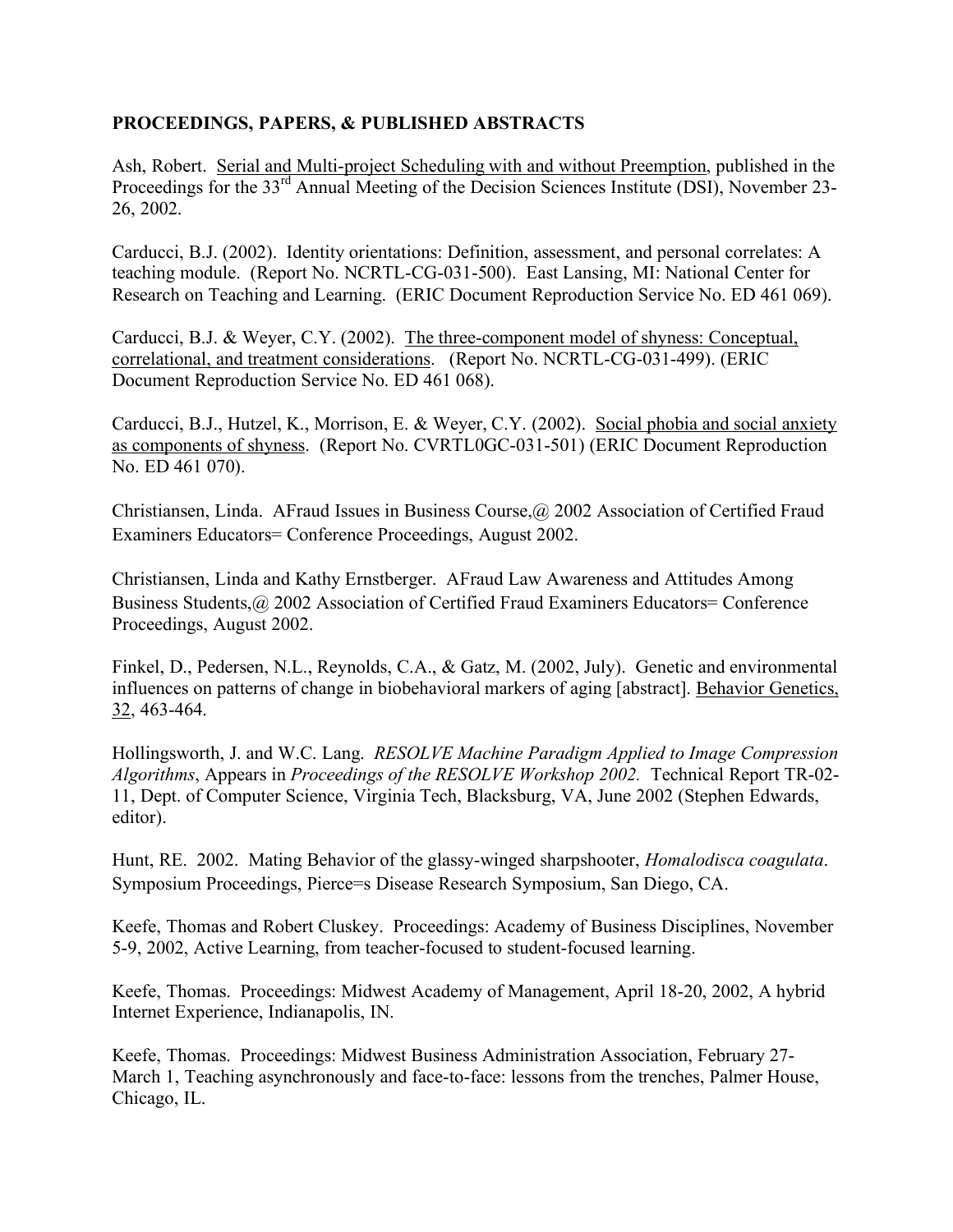**PROCEEDINGS, PAPERS, & PUBLISHED ABSTRACTS**

Ash, Robert. <u>Serial and Multi-project Scheduling with and without Preemption</u>, published in the Proceedings for the 33rd Annual Meeting of the Decision Sciences Institute (DSI), November 23-26, 2002.

Carducci, B.J. (2002). Identity orientations: Definition, assessment, and personal correlates: A teaching module. (Report No. NCRTL-CG-031-500). East Lansing, MI: National Center for Research on Teaching and Learning. (ERIC Document Reproduction Service No. ED 461 069).

Carducci, B.J. & Weyer, C.Y. (2002). <u>The three-component model of shyness: Conceptual, correlational, and treatment considerations</u>. (Report No. NCRTL-CG-031-499). (ERIC Document Reproduction Service No. ED 461 068).

Carducci, B.J., Hutzel, K., Morrison, E. & Weyer, C.Y. (2002). <u>Social phobia and social anxiety as components of shyness</u>. (Report No. CVRTL0GC-031-501) (ERIC Document Reproduction No. ED 461 070).

Christiansen, Linda. AFraud Issues in Business Course,@ 2002 Association of Certified Fraud Examiners Educators= Conference Proceedings, August 2002.

Christiansen, Linda and Kathy Ernstberger. AFraud Law Awareness and Attitudes Among Business Students,@ 2002 Association of Certified Fraud Examiners Educators= Conference Proceedings, August 2002.

Finkel, D., Pedersen, N.L., Reynolds, C.A., & Gatz, M. (2002, July). Genetic and environmental influences on patterns of change in biobehavioral markers of aging [abstract]. <u>Behavior Genetics, 32</u>, 463-464.

Hollingsworth, J. and W.C. Lang. *RESOLVE Machine Paradigm Applied to Image Compression Algorithms*, Appears in *Proceedings of the RESOLVE Workshop 2002.* Technical Report TR-02-11, Dept. of Computer Science, Virginia Tech, Blacksburg, VA, June 2002 (Stephen Edwards, editor).

Hunt, RE. 2002. Mating Behavior of the glassy-winged sharpshooter, *Homalodisca coagulata*. Symposium Proceedings, Pierce=s Disease Research Symposium, San Diego, CA.

Keefe, Thomas and Robert Cluskey. Proceedings: Academy of Business Disciplines, November 5-9, 2002, Active Learning, from teacher-focused to student-focused learning.

Keefe, Thomas. Proceedings: Midwest Academy of Management, April 18-20, 2002, A hybrid Internet Experience, Indianapolis, IN.

Keefe, Thomas. Proceedings: Midwest Business Administration Association, February 27-March 1, Teaching asynchronously and face-to-face: lessons from the trenches, Palmer House, Chicago, IL.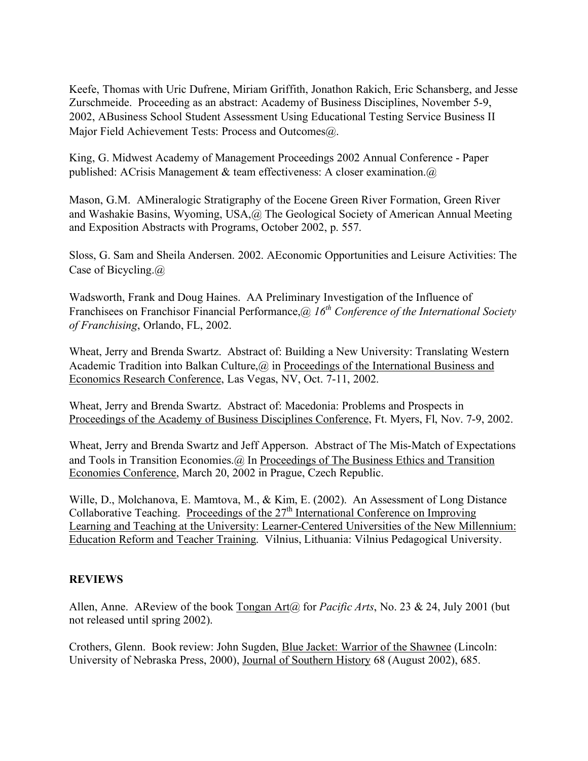Keefe, Thomas with Uric Dufrene, Miriam Griffith, Jonathon Rakich, Eric Schansberg, and Jesse Zurschmeide. Proceeding as an abstract: Academy of Business Disciplines, November 5-9, 2002, ABusiness School Student Assessment Using Educational Testing Service Business II Major Field Achievement Tests: Process and Outcomes@.

King, G. Midwest Academy of Management Proceedings 2002 Annual Conference - Paper published: ACrisis Management & team effectiveness: A closer examination.@

Mason, G.M. AMineralogic Stratigraphy of the Eocene Green River Formation, Green River and Washakie Basins, Wyoming, USA,@ The Geological Society of American Annual Meeting and Exposition Abstracts with Programs, October 2002, p. 557.

Sloss, G. Sam and Sheila Andersen. 2002. AEconomic Opportunities and Leisure Activities: The Case of Bicycling.@

Wadsworth, Frank and Doug Haines. AA Preliminary Investigation of the Influence of Franchisees on Franchisor Financial Performance,@ *16th Conference of the International Society of Franchising*, Orlando, FL, 2002.

Wheat, Jerry and Brenda Swartz. Abstract of: Building a New University: Translating Western Academic Tradition into Balkan Culture,@ in Proceedings of the International Business and Economics Research Conference, Las Vegas, NV, Oct. 7-11, 2002.

Wheat, Jerry and Brenda Swartz. Abstract of: Macedonia: Problems and Prospects in Proceedings of the Academy of Business Disciplines Conference, Ft. Myers, Fl, Nov. 7-9, 2002.

Wheat, Jerry and Brenda Swartz and Jeff Apperson. Abstract of The Mis-Match of Expectations and Tools in Transition Economies.@ In Proceedings of The Business Ethics and Transition Economies Conference, March 20, 2002 in Prague, Czech Republic.

Wille, D., Molchanova, E. Mamtova, M., & Kim, E. (2002). An Assessment of Long Distance Collaborative Teaching. Proceedings of the 27th International Conference on Improving Learning and Teaching at the University: Learner-Centered Universities of the New Millennium: Education Reform and Teacher Training. Vilnius, Lithuania: Vilnius Pedagogical University.

**REVIEWS**

Allen, Anne. AReview of the book Tongan Art@ for *Pacific Arts*, No. 23 & 24, July 2001 (but not released until spring 2002).

Crothers, Glenn. Book review: John Sugden, Blue Jacket: Warrior of the Shawnee (Lincoln: University of Nebraska Press, 2000), Journal of Southern History 68 (August 2002), 685.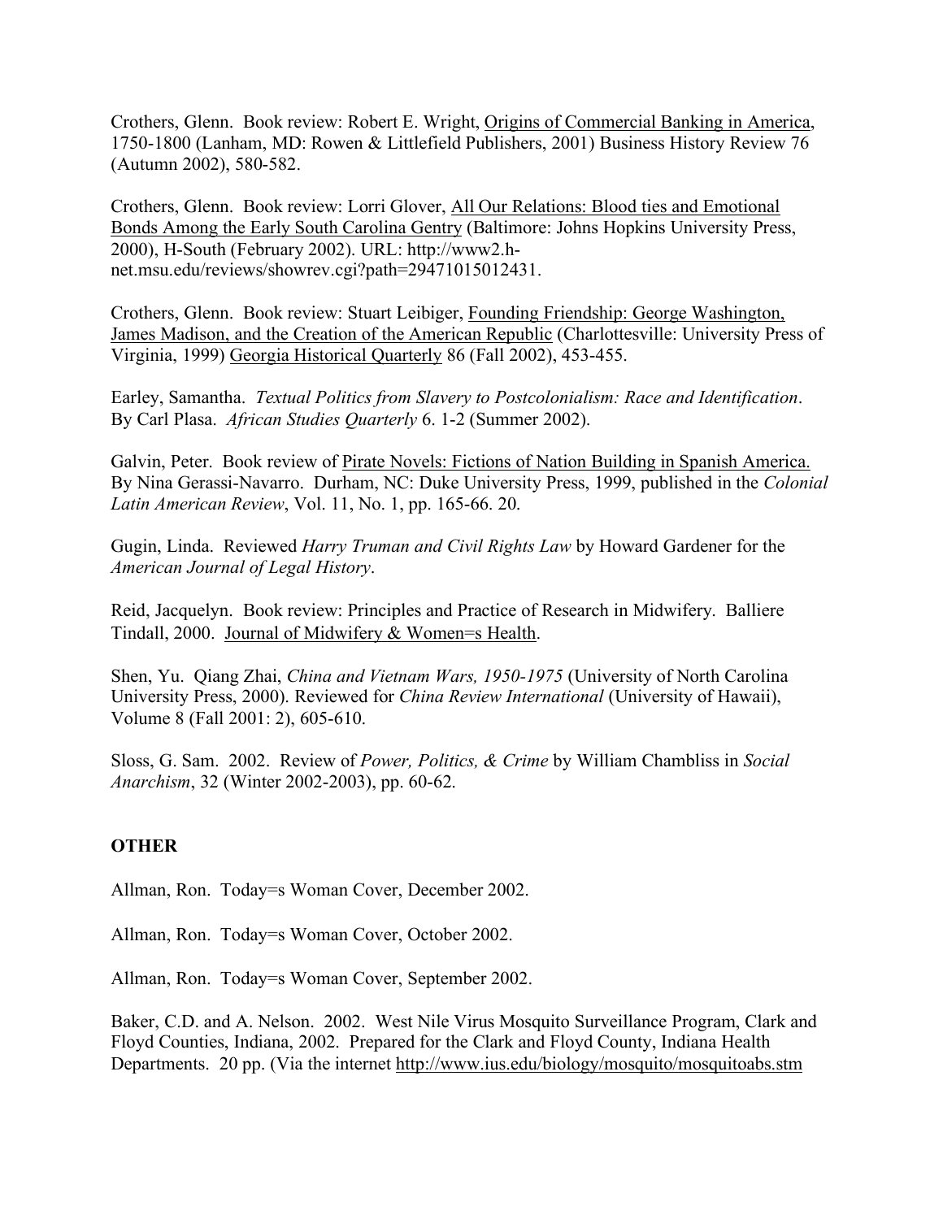Crothers, Glenn. Book review: Robert E. Wright, Origins of Commercial Banking in America, 1750-1800 (Lanham, MD: Rowen & Littlefield Publishers, 2001) Business History Review 76 (Autumn 2002), 580-582.

Crothers, Glenn. Book review: Lorri Glover, All Our Relations: Blood ties and Emotional Bonds Among the Early South Carolina Gentry (Baltimore: Johns Hopkins University Press, 2000), H-South (February 2002). URL: http://www2.h-net.msu.edu/reviews/showrev.cgi?path=29471015012431.

Crothers, Glenn. Book review: Stuart Leibiger, Founding Friendship: George Washington, James Madison, and the Creation of the American Republic (Charlottesville: University Press of Virginia, 1999) Georgia Historical Quarterly 86 (Fall 2002), 453-455.

Earley, Samantha. *Textual Politics from Slavery to Postcolonialism: Race and Identification*. By Carl Plasa. *African Studies Quarterly* 6. 1-2 (Summer 2002).

Galvin, Peter. Book review of Pirate Novels: Fictions of Nation Building in Spanish America. By Nina Gerassi-Navarro. Durham, NC: Duke University Press, 1999, published in the *Colonial Latin American Review*, Vol. 11, No. 1, pp. 165-66. 20.

Gugin, Linda. Reviewed *Harry Truman and Civil Rights Law* by Howard Gardener for the *American Journal of Legal History*.

Reid, Jacquelyn. Book review: Principles and Practice of Research in Midwifery. Balliere Tindall, 2000. Journal of Midwifery & Women=s Health.

Shen, Yu. Qiang Zhai, *China and Vietnam Wars, 1950-1975* (University of North Carolina University Press, 2000). Reviewed for *China Review International* (University of Hawaii), Volume 8 (Fall 2001: 2), 605-610.

Sloss, G. Sam. 2002. Review of *Power, Politics, & Crime* by William Chambliss in *Social Anarchism*, 32 (Winter 2002-2003), pp. 60-62.

## OTHER

Allman, Ron. Today=s Woman Cover, December 2002.

Allman, Ron. Today=s Woman Cover, October 2002.

Allman, Ron. Today=s Woman Cover, September 2002.

Baker, C.D. and A. Nelson. 2002. West Nile Virus Mosquito Surveillance Program, Clark and Floyd Counties, Indiana, 2002. Prepared for the Clark and Floyd County, Indiana Health Departments. 20 pp. (Via the internet http://www.ius.edu/biology/mosquito/mosquitoabs.stm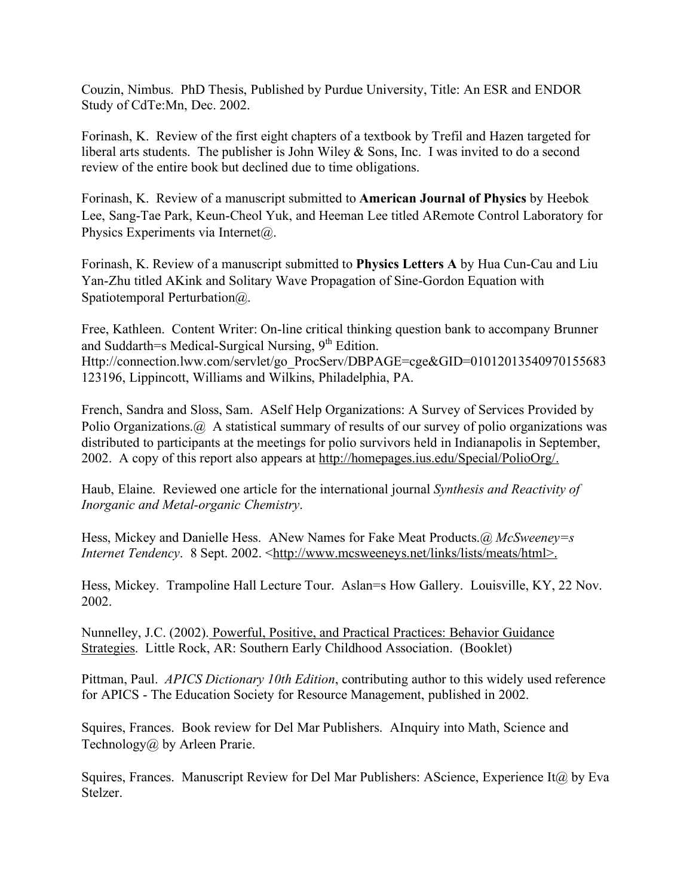Couzin, Nimbus.  PhD Thesis, Published by Purdue University, Title: An ESR and ENDOR Study of CdTe:Mn, Dec. 2002.

Forinash, K.  Review of the first eight chapters of a textbook by Trefil and Hazen targeted for liberal arts students.  The publisher is John Wiley & Sons, Inc.  I was invited to do a second review of the entire book but declined due to time obligations.

Forinash, K.  Review of a manuscript submitted to **American Journal of Physics** by Heebok Lee, Sang-Tae Park, Keun-Cheol Yuk, and Heeman Lee titled ARemote Control Laboratory for Physics Experiments via Internet@.

Forinash, K. Review of a manuscript submitted to **Physics Letters A** by Hua Cun-Cau and Liu Yan-Zhu titled AKink and Solitary Wave Propagation of Sine-Gordon Equation with Spatiotemporal Perturbation@.

Free, Kathleen.  Content Writer: On-line critical thinking question bank to accompany Brunner and Suddarth=s Medical-Surgical Nursing, 9th Edition. Http://connection.lww.com/servlet/go_ProcServ/DBPAGE=cge&GID=01012013540970155683123196, Lippincott, Williams and Wilkins, Philadelphia, PA.

French, Sandra and Sloss, Sam.  ASelf Help Organizations: A Survey of Services Provided by Polio Organizations.@  A statistical summary of results of our survey of polio organizations was distributed to participants at the meetings for polio survivors held in Indianapolis in September, 2002.  A copy of this report also appears at http://homepages.ius.edu/Special/PolioOrg/.

Haub, Elaine.  Reviewed one article for the international journal *Synthesis and Reactivity of Inorganic and Metal-organic Chemistry*.

Hess, Mickey and Danielle Hess.  ANew Names for Fake Meat Products.@ *McSweeney=s Internet Tendency*.  8 Sept. 2002. <http://www.mcsweeneys.net/links/lists/meats/html>.

Hess, Mickey.  Trampoline Hall Lecture Tour.  Aslan=s How Gallery.  Louisville, KY, 22 Nov. 2002.

Nunnelley, J.C. (2002). Powerful, Positive, and Practical Practices: Behavior Guidance Strategies.  Little Rock, AR: Southern Early Childhood Association.  (Booklet)

Pittman, Paul.  *APICS Dictionary 10th Edition*, contributing author to this widely used reference for APICS - The Education Society for Resource Management, published in 2002.

Squires, Frances.  Book review for Del Mar Publishers.  AInquiry into Math, Science and Technology@ by Arleen Prarie.

Squires, Frances.  Manuscript Review for Del Mar Publishers: AScience, Experience It@ by Eva Stelzer.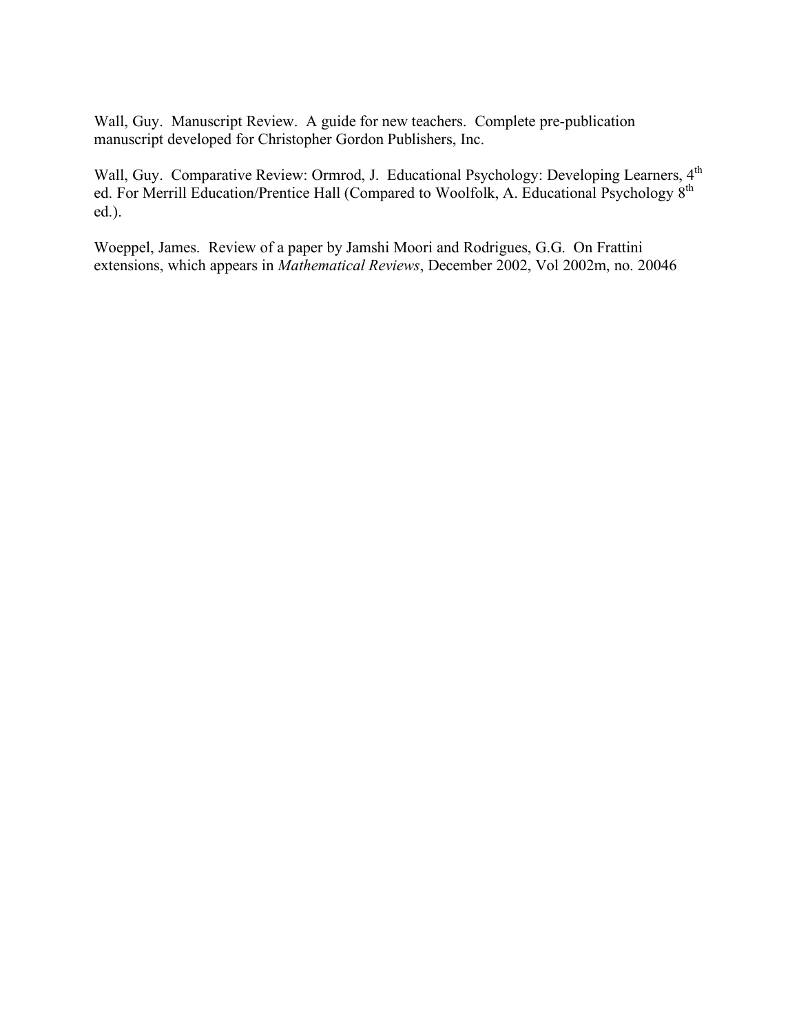Wall, Guy. Manuscript Review. A guide for new teachers. Complete pre-publication manuscript developed for Christopher Gordon Publishers, Inc.

Wall, Guy. Comparative Review: Ormrod, J. Educational Psychology: Developing Learners, 4th ed. For Merrill Education/Prentice Hall (Compared to Woolfolk, A. Educational Psychology 8th ed.).

Woeppel, James. Review of a paper by Jamshi Moori and Rodrigues, G.G. On Frattini extensions, which appears in *Mathematical Reviews*, December 2002, Vol 2002m, no. 20046